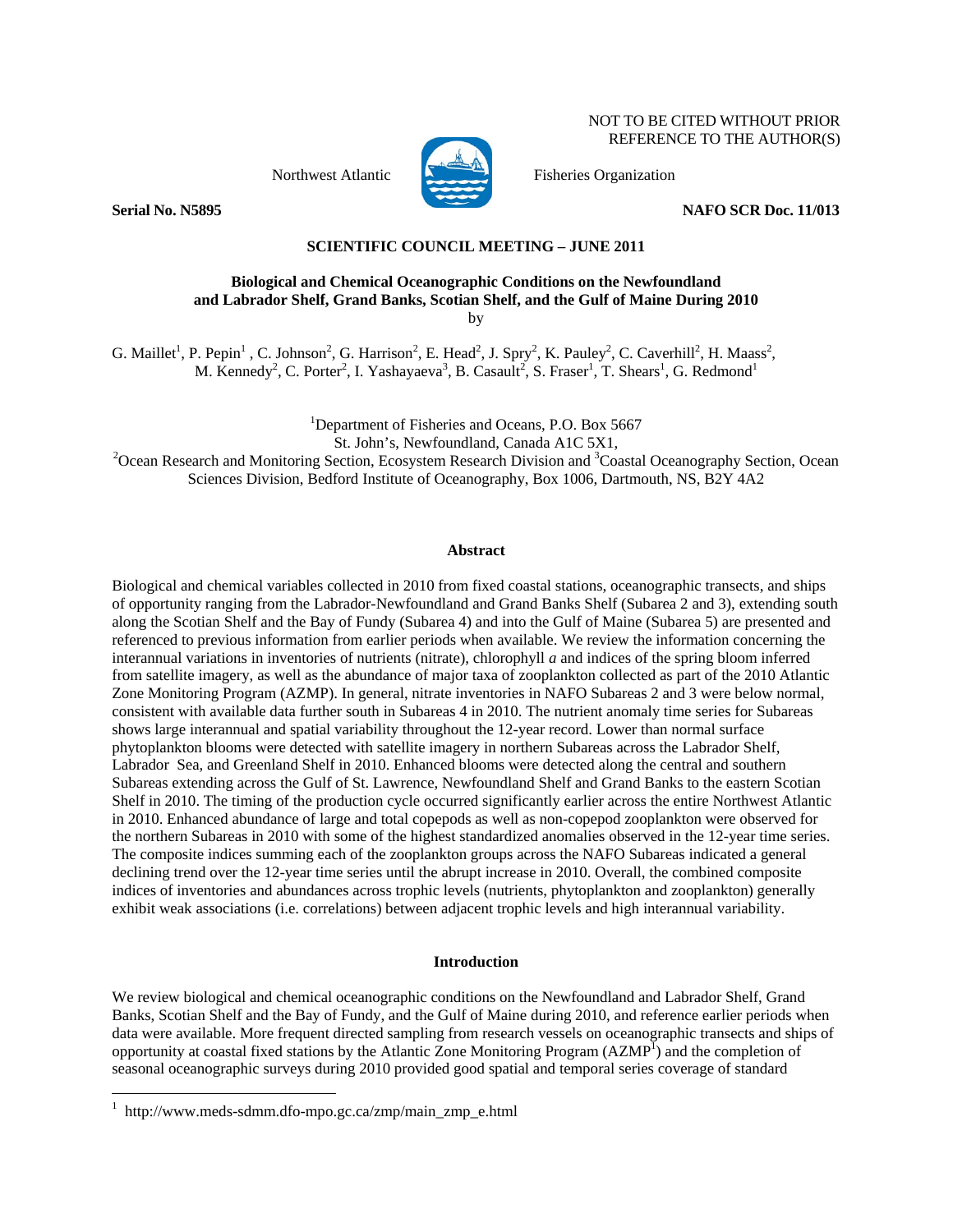NOT TO BE CITED WITHOUT PRIOR REFERENCE TO THE AUTHOR(S)

Northwest Atlantic Fisheries Organization

**Serial No. N5895** **NAFO SCR Doc. 11/013**

**SCIENTIFIC COUNCIL MEETING – JUNE 2011**

# Biological and Chemical Oceanographic Conditions on the Newfoundland and Labrador Shelf, Grand Banks, Scotian Shelf, and the Gulf of Maine During 2010

by

G. Maillet[1], P. Pepin[1], C. Johnson[2], G. Harrison[2], E. Head[2], J. Spry[2], K. Pauley[2], C. Caverhill[2], H. Maass[2], M. Kennedy[2], C. Porter[2], I. Yashayaeva[3], B. Casault[2], S. Fraser[1], T. Shears[1], G. Redmond[1]

[1]Department of Fisheries and Oceans, P.O. Box 5667
St. John's, Newfoundland, Canada A1C 5X1,
[2]Ocean Research and Monitoring Section, Ecosystem Research Division and [3]Coastal Oceanography Section, Ocean Sciences Division, Bedford Institute of Oceanography, Box 1006, Dartmouth, NS, B2Y 4A2

## Abstract

Biological and chemical variables collected in 2010 from fixed coastal stations, oceanographic transects, and ships of opportunity ranging from the Labrador-Newfoundland and Grand Banks Shelf (Subarea 2 and 3), extending south along the Scotian Shelf and the Bay of Fundy (Subarea 4) and into the Gulf of Maine (Subarea 5) are presented and referenced to previous information from earlier periods when available. We review the information concerning the interannual variations in inventories of nutrients (nitrate), chlorophyll *a* and indices of the spring bloom inferred from satellite imagery, as well as the abundance of major taxa of zooplankton collected as part of the 2010 Atlantic Zone Monitoring Program (AZMP). In general, nitrate inventories in NAFO Subareas 2 and 3 were below normal, consistent with available data further south in Subareas 4 in 2010. The nutrient anomaly time series for Subareas shows large interannual and spatial variability throughout the 12-year record. Lower than normal surface phytoplankton blooms were detected with satellite imagery in northern Subareas across the Labrador Shelf, Labrador Sea, and Greenland Shelf in 2010. Enhanced blooms were detected along the central and southern Subareas extending across the Gulf of St. Lawrence, Newfoundland Shelf and Grand Banks to the eastern Scotian Shelf in 2010. The timing of the production cycle occurred significantly earlier across the entire Northwest Atlantic in 2010. Enhanced abundance of large and total copepods as well as non-copepod zooplankton were observed for the northern Subareas in 2010 with some of the highest standardized anomalies observed in the 12-year time series. The composite indices summing each of the zooplankton groups across the NAFO Subareas indicated a general declining trend over the 12-year time series until the abrupt increase in 2010. Overall, the combined composite indices of inventories and abundances across trophic levels (nutrients, phytoplankton and zooplankton) generally exhibit weak associations (i.e. correlations) between adjacent trophic levels and high interannual variability.

## Introduction

We review biological and chemical oceanographic conditions on the Newfoundland and Labrador Shelf, Grand Banks, Scotian Shelf and the Bay of Fundy, and the Gulf of Maine during 2010, and reference earlier periods when data were available. More frequent directed sampling from research vessels on oceanographic transects and ships of opportunity at coastal fixed stations by the Atlantic Zone Monitoring Program (AZMP[1]) and the completion of seasonal oceanographic surveys during 2010 provided good spatial and temporal series coverage of standard

[1] http://www.meds-sdmm.dfo-mpo.gc.ca/zmp/main_zmp_e.html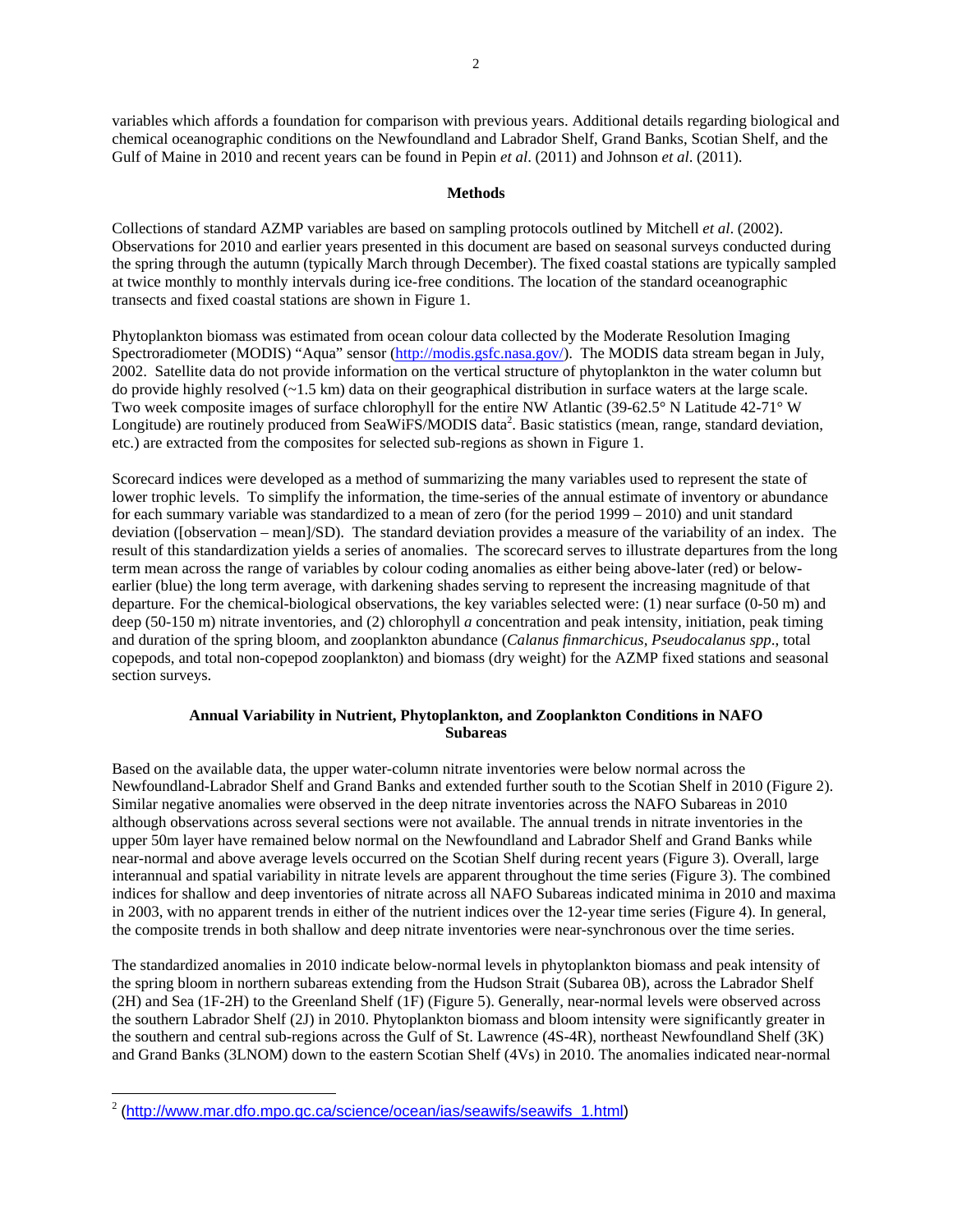variables which affords a foundation for comparison with previous years. Additional details regarding biological and chemical oceanographic conditions on the Newfoundland and Labrador Shelf, Grand Banks, Scotian Shelf, and the Gulf of Maine in 2010 and recent years can be found in Pepin *et al*. (2011) and Johnson *et al*. (2011).

## Methods

Collections of standard AZMP variables are based on sampling protocols outlined by Mitchell *et al*. (2002). Observations for 2010 and earlier years presented in this document are based on seasonal surveys conducted during the spring through the autumn (typically March through December). The fixed coastal stations are typically sampled at twice monthly to monthly intervals during ice-free conditions. The location of the standard oceanographic transects and fixed coastal stations are shown in Figure 1.

Phytoplankton biomass was estimated from ocean colour data collected by the Moderate Resolution Imaging Spectroradiometer (MODIS) "Aqua" sensor (http://modis.gsfc.nasa.gov/). The MODIS data stream began in July, 2002. Satellite data do not provide information on the vertical structure of phytoplankton in the water column but do provide highly resolved (~1.5 km) data on their geographical distribution in surface waters at the large scale. Two week composite images of surface chlorophyll for the entire NW Atlantic (39-62.5° N Latitude 42-71° W Longitude) are routinely produced from SeaWiFS/MODIS data[2]. Basic statistics (mean, range, standard deviation, etc.) are extracted from the composites for selected sub-regions as shown in Figure 1.

Scorecard indices were developed as a method of summarizing the many variables used to represent the state of lower trophic levels. To simplify the information, the time-series of the annual estimate of inventory or abundance for each summary variable was standardized to a mean of zero (for the period 1999 – 2010) and unit standard deviation ([observation – mean]/SD). The standard deviation provides a measure of the variability of an index. The result of this standardization yields a series of anomalies. The scorecard serves to illustrate departures from the long term mean across the range of variables by colour coding anomalies as either being above-later (red) or below-earlier (blue) the long term average, with darkening shades serving to represent the increasing magnitude of that departure. For the chemical-biological observations, the key variables selected were: (1) near surface (0-50 m) and deep (50-150 m) nitrate inventories, and (2) chlorophyll *a* concentration and peak intensity, initiation, peak timing and duration of the spring bloom, and zooplankton abundance (*Calanus finmarchicus, Pseudocalanus spp*., total copepods, and total non-copepod zooplankton) and biomass (dry weight) for the AZMP fixed stations and seasonal section surveys.

## Annual Variability in Nutrient, Phytoplankton, and Zooplankton Conditions in NAFO Subareas

Based on the available data, the upper water-column nitrate inventories were below normal across the Newfoundland-Labrador Shelf and Grand Banks and extended further south to the Scotian Shelf in 2010 (Figure 2). Similar negative anomalies were observed in the deep nitrate inventories across the NAFO Subareas in 2010 although observations across several sections were not available. The annual trends in nitrate inventories in the upper 50m layer have remained below normal on the Newfoundland and Labrador Shelf and Grand Banks while near-normal and above average levels occurred on the Scotian Shelf during recent years (Figure 3). Overall, large interannual and spatial variability in nitrate levels are apparent throughout the time series (Figure 3). The combined indices for shallow and deep inventories of nitrate across all NAFO Subareas indicated minima in 2010 and maxima in 2003, with no apparent trends in either of the nutrient indices over the 12-year time series (Figure 4). In general, the composite trends in both shallow and deep nitrate inventories were near-synchronous over the time series.

The standardized anomalies in 2010 indicate below-normal levels in phytoplankton biomass and peak intensity of the spring bloom in northern subareas extending from the Hudson Strait (Subarea 0B), across the Labrador Shelf (2H) and Sea (1F-2H) to the Greenland Shelf (1F) (Figure 5). Generally, near-normal levels were observed across the southern Labrador Shelf (2J) in 2010. Phytoplankton biomass and bloom intensity were significantly greater in the southern and central sub-regions across the Gulf of St. Lawrence (4S-4R), northeast Newfoundland Shelf (3K) and Grand Banks (3LNOM) down to the eastern Scotian Shelf (4Vs) in 2010. The anomalies indicated near-normal

---

[2] (http://www.mar.dfo.mpo.gc.ca/science/ocean/ias/seawifs/seawifs_1.html)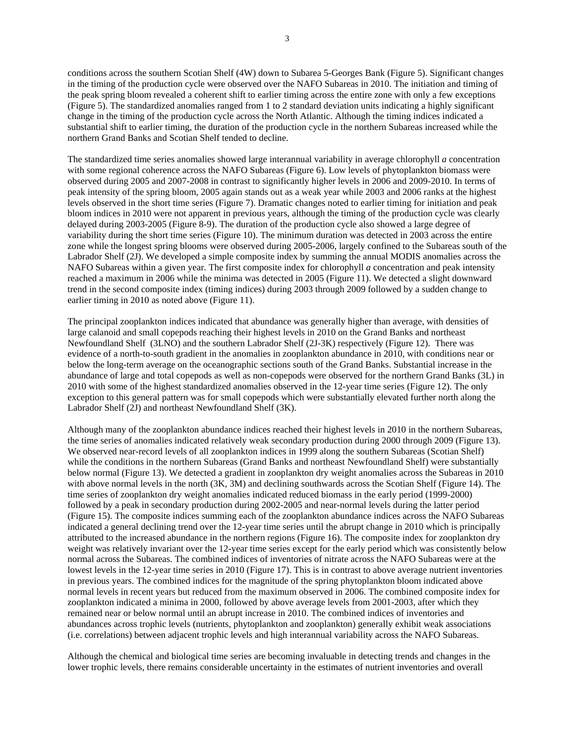conditions across the southern Scotian Shelf (4W) down to Subarea 5-Georges Bank (Figure 5). Significant changes in the timing of the production cycle were observed over the NAFO Subareas in 2010. The initiation and timing of the peak spring bloom revealed a coherent shift to earlier timing across the entire zone with only a few exceptions (Figure 5). The standardized anomalies ranged from 1 to 2 standard deviation units indicating a highly significant change in the timing of the production cycle across the North Atlantic. Although the timing indices indicated a substantial shift to earlier timing, the duration of the production cycle in the northern Subareas increased while the northern Grand Banks and Scotian Shelf tended to decline.

The standardized time series anomalies showed large interannual variability in average chlorophyll *a* concentration with some regional coherence across the NAFO Subareas (Figure 6). Low levels of phytoplankton biomass were observed during 2005 and 2007-2008 in contrast to significantly higher levels in 2006 and 2009-2010. In terms of peak intensity of the spring bloom, 2005 again stands out as a weak year while 2003 and 2006 ranks at the highest levels observed in the short time series (Figure 7). Dramatic changes noted to earlier timing for initiation and peak bloom indices in 2010 were not apparent in previous years, although the timing of the production cycle was clearly delayed during 2003-2005 (Figure 8-9). The duration of the production cycle also showed a large degree of variability during the short time series (Figure 10). The minimum duration was detected in 2003 across the entire zone while the longest spring blooms were observed during 2005-2006, largely confined to the Subareas south of the Labrador Shelf (2J). We developed a simple composite index by summing the annual MODIS anomalies across the NAFO Subareas within a given year. The first composite index for chlorophyll *a* concentration and peak intensity reached a maximum in 2006 while the minima was detected in 2005 (Figure 11). We detected a slight downward trend in the second composite index (timing indices) during 2003 through 2009 followed by a sudden change to earlier timing in 2010 as noted above (Figure 11).

The principal zooplankton indices indicated that abundance was generally higher than average, with densities of large calanoid and small copepods reaching their highest levels in 2010 on the Grand Banks and northeast Newfoundland Shelf (3LNO) and the southern Labrador Shelf (2J-3K) respectively (Figure 12). There was evidence of a north-to-south gradient in the anomalies in zooplankton abundance in 2010, with conditions near or below the long-term average on the oceanographic sections south of the Grand Banks. Substantial increase in the abundance of large and total copepods as well as non-copepods were observed for the northern Grand Banks (3L) in 2010 with some of the highest standardized anomalies observed in the 12-year time series (Figure 12). The only exception to this general pattern was for small copepods which were substantially elevated further north along the Labrador Shelf (2J) and northeast Newfoundland Shelf (3K).

Although many of the zooplankton abundance indices reached their highest levels in 2010 in the northern Subareas, the time series of anomalies indicated relatively weak secondary production during 2000 through 2009 (Figure 13). We observed near-record levels of all zooplankton indices in 1999 along the southern Subareas (Scotian Shelf) while the conditions in the northern Subareas (Grand Banks and northeast Newfoundland Shelf) were substantially below normal (Figure 13). We detected a gradient in zooplankton dry weight anomalies across the Subareas in 2010 with above normal levels in the north (3K, 3M) and declining southwards across the Scotian Shelf (Figure 14). The time series of zooplankton dry weight anomalies indicated reduced biomass in the early period (1999-2000) followed by a peak in secondary production during 2002-2005 and near-normal levels during the latter period (Figure 15). The composite indices summing each of the zooplankton abundance indices across the NAFO Subareas indicated a general declining trend over the 12-year time series until the abrupt change in 2010 which is principally attributed to the increased abundance in the northern regions (Figure 16). The composite index for zooplankton dry weight was relatively invariant over the 12-year time series except for the early period which was consistently below normal across the Subareas. The combined indices of inventories of nitrate across the NAFO Subareas were at the lowest levels in the 12-year time series in 2010 (Figure 17). This is in contrast to above average nutrient inventories in previous years. The combined indices for the magnitude of the spring phytoplankton bloom indicated above normal levels in recent years but reduced from the maximum observed in 2006. The combined composite index for zooplankton indicated a minima in 2000, followed by above average levels from 2001-2003, after which they remained near or below normal until an abrupt increase in 2010. The combined indices of inventories and abundances across trophic levels (nutrients, phytoplankton and zooplankton) generally exhibit weak associations (i.e. correlations) between adjacent trophic levels and high interannual variability across the NAFO Subareas.

Although the chemical and biological time series are becoming invaluable in detecting trends and changes in the lower trophic levels, there remains considerable uncertainty in the estimates of nutrient inventories and overall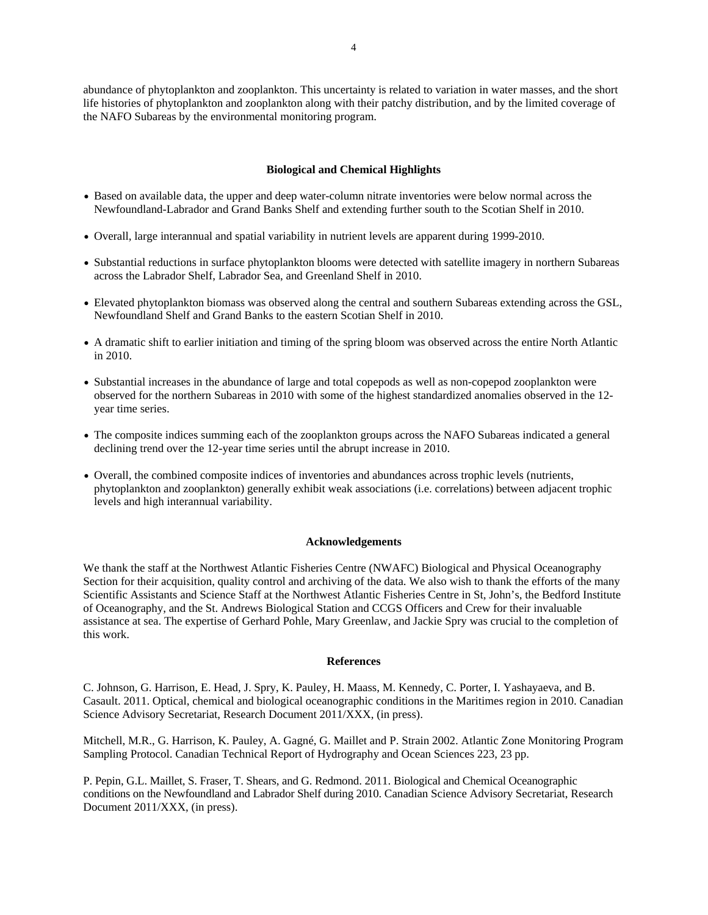abundance of phytoplankton and zooplankton. This uncertainty is related to variation in water masses, and the short life histories of phytoplankton and zooplankton along with their patchy distribution, and by the limited coverage of the NAFO Subareas by the environmental monitoring program.

## Biological and Chemical Highlights

- Based on available data, the upper and deep water-column nitrate inventories were below normal across the Newfoundland-Labrador and Grand Banks Shelf and extending further south to the Scotian Shelf in 2010.
- Overall, large interannual and spatial variability in nutrient levels are apparent during 1999-2010.
- Substantial reductions in surface phytoplankton blooms were detected with satellite imagery in northern Subareas across the Labrador Shelf, Labrador Sea, and Greenland Shelf in 2010.
- Elevated phytoplankton biomass was observed along the central and southern Subareas extending across the GSL, Newfoundland Shelf and Grand Banks to the eastern Scotian Shelf in 2010.
- A dramatic shift to earlier initiation and timing of the spring bloom was observed across the entire North Atlantic in 2010.
- Substantial increases in the abundance of large and total copepods as well as non-copepod zooplankton were observed for the northern Subareas in 2010 with some of the highest standardized anomalies observed in the 12-year time series.
- The composite indices summing each of the zooplankton groups across the NAFO Subareas indicated a general declining trend over the 12-year time series until the abrupt increase in 2010.
- Overall, the combined composite indices of inventories and abundances across trophic levels (nutrients, phytoplankton and zooplankton) generally exhibit weak associations (i.e. correlations) between adjacent trophic levels and high interannual variability.

## Acknowledgements

We thank the staff at the Northwest Atlantic Fisheries Centre (NWAFC) Biological and Physical Oceanography Section for their acquisition, quality control and archiving of the data. We also wish to thank the efforts of the many Scientific Assistants and Science Staff at the Northwest Atlantic Fisheries Centre in St, John's, the Bedford Institute of Oceanography, and the St. Andrews Biological Station and CCGS Officers and Crew for their invaluable assistance at sea. The expertise of Gerhard Pohle, Mary Greenlaw, and Jackie Spry was crucial to the completion of this work.

## References

C. Johnson, G. Harrison, E. Head, J. Spry, K. Pauley, H. Maass, M. Kennedy, C. Porter, I. Yashayaeva, and B. Casault. 2011. Optical, chemical and biological oceanographic conditions in the Maritimes region in 2010. Canadian Science Advisory Secretariat, Research Document 2011/XXX, (in press).

Mitchell, M.R., G. Harrison, K. Pauley, A. Gagné, G. Maillet and P. Strain 2002. Atlantic Zone Monitoring Program Sampling Protocol. Canadian Technical Report of Hydrography and Ocean Sciences 223, 23 pp.

P. Pepin, G.L. Maillet, S. Fraser, T. Shears, and G. Redmond. 2011. Biological and Chemical Oceanographic conditions on the Newfoundland and Labrador Shelf during 2010. Canadian Science Advisory Secretariat, Research Document 2011/XXX, (in press).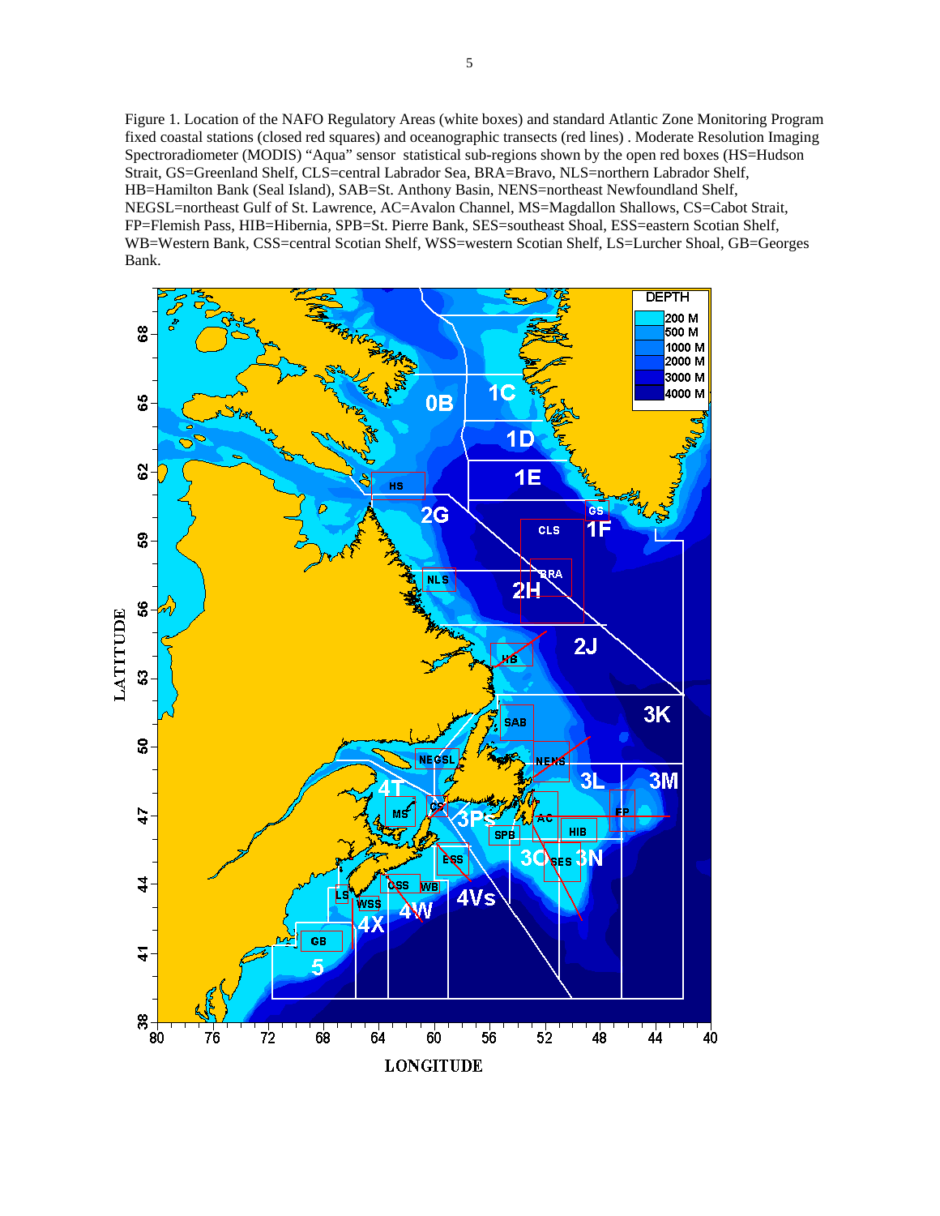Figure 1. Location of the NAFO Regulatory Areas (white boxes) and standard Atlantic Zone Monitoring Program fixed coastal stations (closed red squares) and oceanographic transects (red lines) . Moderate Resolution Imaging Spectroradiometer (MODIS) "Aqua" sensor statistical sub-regions shown by the open red boxes (HS=Hudson Strait, GS=Greenland Shelf, CLS=central Labrador Sea, BRA=Bravo, NLS=northern Labrador Shelf, HB=Hamilton Bank (Seal Island), SAB=St. Anthony Basin, NENS=northeast Newfoundland Shelf, NEGSL=northeast Gulf of St. Lawrence, AC=Avalon Channel, MS=Magdallon Shallows, CS=Cabot Strait, FP=Flemish Pass, HIB=Hibernia, SPB=St. Pierre Bank, SES=southeast Shoal, ESS=eastern Scotian Shelf, WB=Western Bank, CSS=central Scotian Shelf, WSS=western Scotian Shelf, LS=Lurcher Shoal, GB=Georges Bank.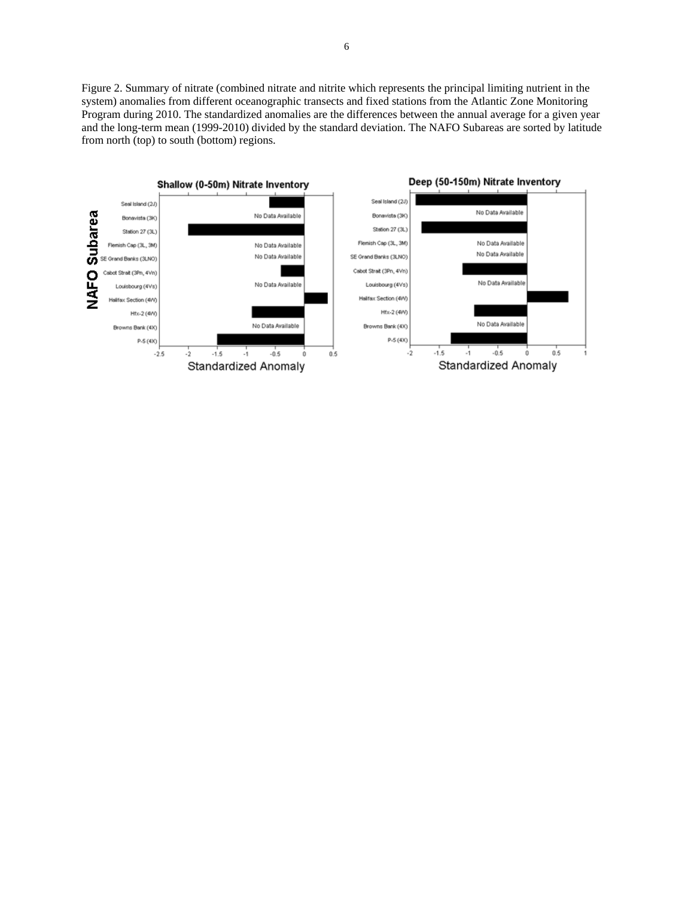Figure 2. Summary of nitrate (combined nitrate and nitrite which represents the principal limiting nutrient in the system) anomalies from different oceanographic transects and fixed stations from the Atlantic Zone Monitoring Program during 2010. The standardized anomalies are the differences between the annual average for a given year and the long-term mean (1999-2010) divided by the standard deviation. The NAFO Subareas are sorted by latitude from north (top) to south (bottom) regions.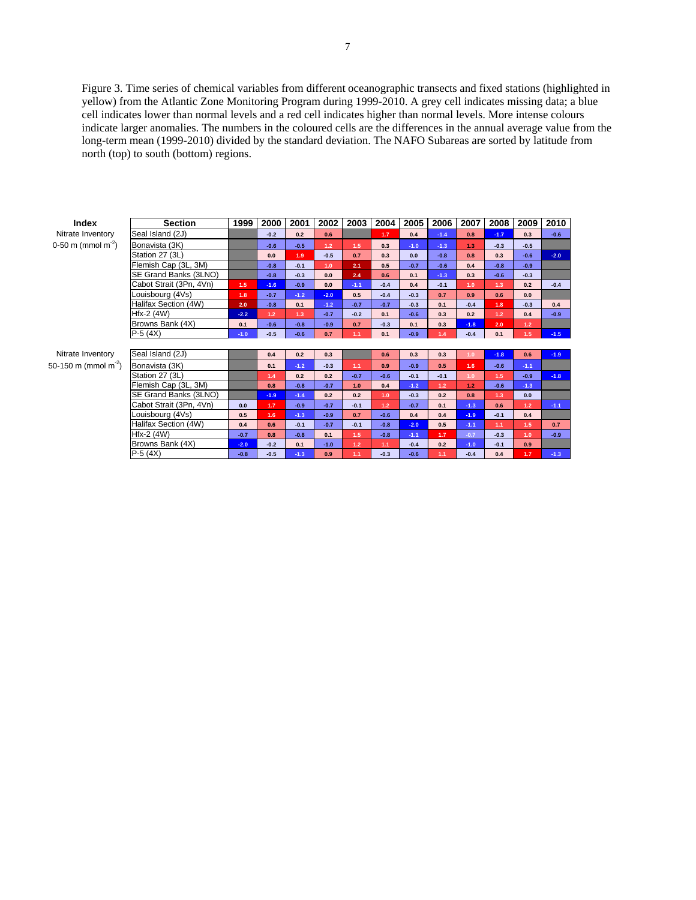Figure 3. Time series of chemical variables from different oceanographic transects and fixed stations (highlighted in yellow) from the Atlantic Zone Monitoring Program during 1999-2010. A grey cell indicates missing data; a blue cell indicates lower than normal levels and a red cell indicates higher than normal levels. More intense colours indicate larger anomalies. The numbers in the coloured cells are the differences in the annual average value from the long-term mean (1999-2010) divided by the standard deviation. The NAFO Subareas are sorted by latitude from north (top) to south (bottom) regions.

| Index | Section | 1999 | 2000 | 2001 | 2002 | 2003 | 2004 | 2005 | 2006 | 2007 | 2008 | 2009 | 2010 |
|---|---|---|---|---|---|---|---|---|---|---|---|---|---|
| Nitrate Inventory 0-50 m (mmol $m^{-2}$) | Seal Island (2J) | | -0.2 | 0.2 | 0.6 | | 1.7 | 0.4 | -1.4 | 0.8 | -1.7 | 0.3 | -0.6 |
| | Bonavista (3K) | | -0.6 | -0.5 | 1.2 | 1.5 | 0.3 | -1.0 | -1.3 | 1.3 | -0.3 | -0.5 | |
| | Station 27 (3L) | | 0.0 | 1.9 | -0.5 | 0.7 | 0.3 | 0.0 | -0.8 | 0.8 | 0.3 | -0.6 | -2.0 |
| | Flemish Cap (3L, 3M) | | -0.8 | -0.1 | 1.0 | 2.1 | 0.5 | -0.7 | -0.6 | 0.4 | -0.8 | -0.9 | |
| | SE Grand Banks (3LNO) | | -0.8 | -0.3 | 0.0 | 2.4 | 0.6 | 0.1 | -1.3 | 0.3 | -0.6 | -0.3 | |
| | Cabot Strait (3Pn, 4Vn) | 1.5 | -1.6 | -0.9 | 0.0 | -1.1 | -0.4 | 0.4 | -0.1 | 1.0 | 1.3 | 0.2 | -0.4 |
| | Louisbourg (4Vs) | 1.8 | -0.7 | -1.2 | -2.0 | 0.5 | -0.4 | -0.3 | 0.7 | 0.9 | 0.6 | 0.0 | |
| | Halifax Section (4W) | 2.0 | -0.8 | 0.1 | -1.2 | -0.7 | -0.7 | -0.3 | 0.1 | -0.4 | 1.8 | -0.3 | 0.4 |
| | Hfx-2 (4W) | -2.2 | 1.2 | 1.3 | -0.7 | -0.2 | 0.1 | -0.6 | 0.3 | 0.2 | 1.2 | 0.4 | -0.9 |
| | Browns Bank (4X) | 0.1 | -0.6 | -0.8 | -0.9 | 0.7 | -0.3 | 0.1 | 0.3 | -1.8 | 2.0 | 1.2 | |
| | P-5 (4X) | -1.0 | -0.5 | -0.6 | 0.7 | 1.1 | 0.1 | -0.9 | 1.4 | -0.4 | 0.1 | 1.5 | -1.5 |
| Nitrate Inventory 50-150 m (mmol $m^{-2}$) | Seal Island (2J) | | 0.4 | 0.2 | 0.3 | | 0.6 | 0.3 | 0.3 | 1.0 | -1.8 | 0.6 | -1.9 |
| | Bonavista (3K) | | 0.1 | -1.2 | -0.3 | 1.1 | 0.9 | -0.9 | 0.5 | 1.6 | -0.6 | -1.1 | |
| | Station 27 (3L) | | 1.4 | 0.2 | 0.2 | -0.7 | -0.6 | -0.1 | -0.1 | 1.0 | 1.5 | -0.9 | -1.8 |
| | Flemish Cap (3L, 3M) | | 0.8 | -0.8 | -0.7 | 1.0 | 0.4 | -1.2 | 1.2 | 1.2 | -0.6 | -1.3 | |
| | SE Grand Banks (3LNO) | | -1.9 | -1.4 | 0.2 | 0.2 | 1.0 | -0.3 | 0.2 | 0.8 | 1.3 | 0.0 | |
| | Cabot Strait (3Pn, 4Vn) | 0.0 | 1.7 | -0.9 | -0.7 | -0.1 | 1.2 | -0.7 | 0.1 | -1.3 | 0.6 | 1.2 | -1.1 |
| | Louisbourg (4Vs) | 0.5 | 1.6 | -1.3 | -0.9 | 0.7 | -0.6 | 0.4 | 0.4 | -1.9 | -0.1 | 0.4 | |
| | Halifax Section (4W) | 0.4 | 0.6 | -0.1 | -0.7 | -0.1 | -0.8 | -2.0 | 0.5 | -1.1 | 1.1 | 1.5 | 0.7 |
| | Hfx-2 (4W) | -0.7 | 0.8 | -0.8 | 0.1 | 1.5 | -0.8 | -1.1 | 1.7 | -0.7 | -0.3 | 1.0 | -0.9 |
| | Browns Bank (4X) | -2.0 | -0.2 | 0.1 | -1.0 | 1.2 | 1.1 | -0.4 | 0.2 | -1.0 | -0.1 | 0.9 | |
| | P-5 (4X) | -0.8 | -0.5 | -1.3 | 0.9 | 1.1 | -0.3 | -0.6 | 1.1 | -0.4 | 0.4 | 1.7 | -1.3 |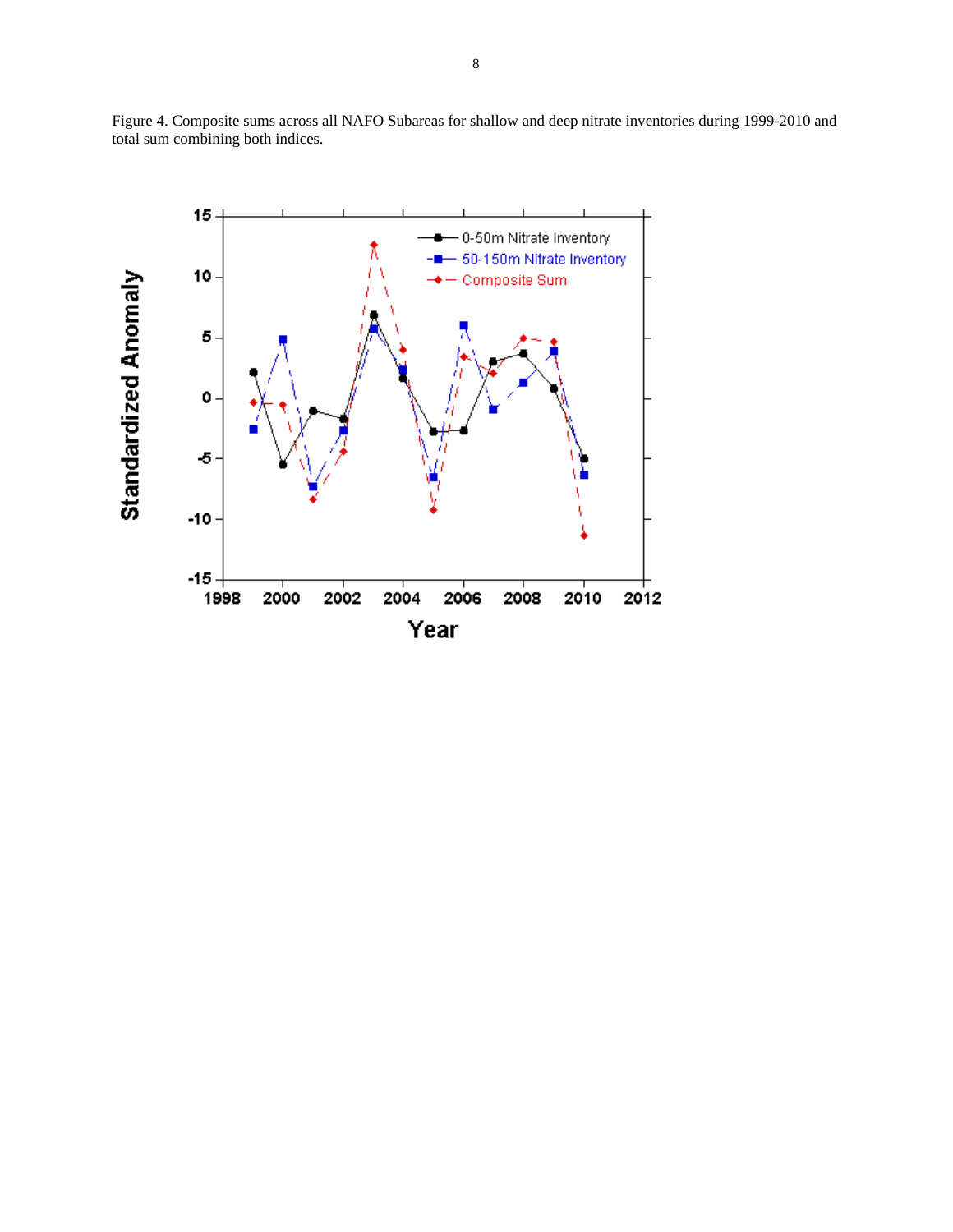Figure 4. Composite sums across all NAFO Subareas for shallow and deep nitrate inventories during 1999-2010 and total sum combining both indices.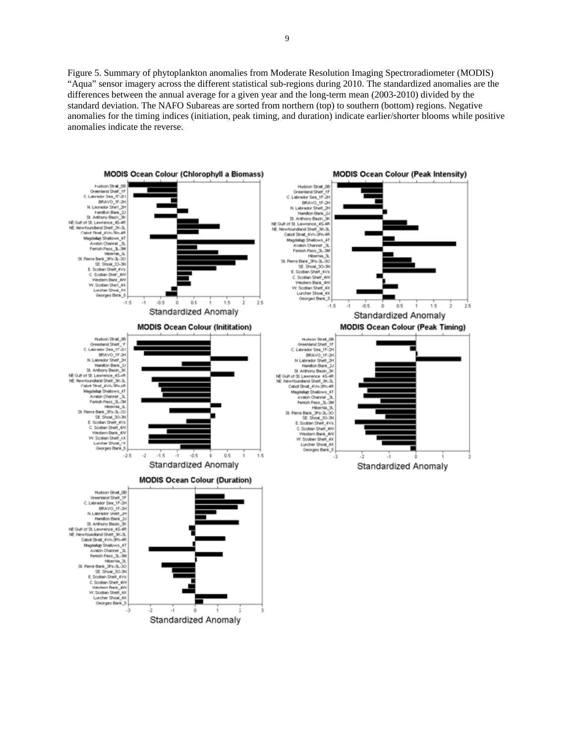Figure 5. Summary of phytoplankton anomalies from Moderate Resolution Imaging Spectroradiometer (MODIS) "Aqua" sensor imagery across the different statistical sub-regions during 2010. The standardized anomalies are the differences between the annual average for a given year and the long-term mean (2003-2010) divided by the standard deviation. The NAFO Subareas are sorted from northern (top) to southern (bottom) regions. Negative anomalies for the timing indices (initiation, peak timing, and duration) indicate earlier/shorter blooms while positive anomalies indicate the reverse.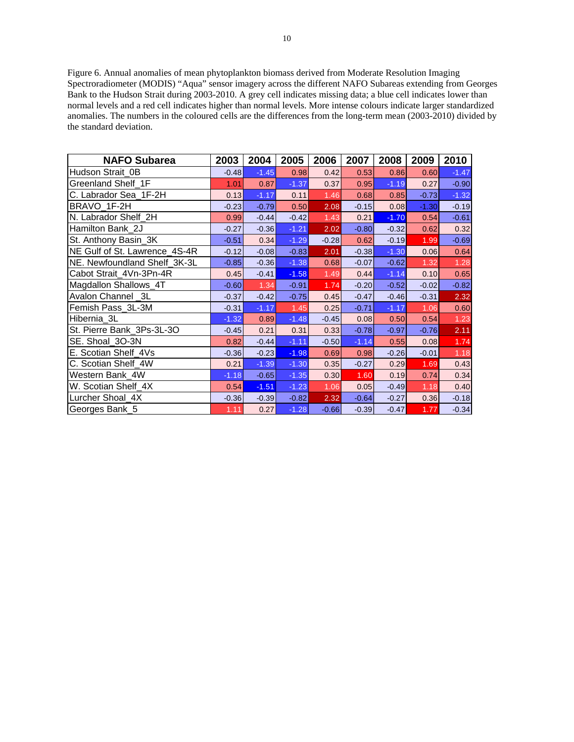Figure 6. Annual anomalies of mean phytoplankton biomass derived from Moderate Resolution Imaging Spectroradiometer (MODIS) "Aqua" sensor imagery across the different NAFO Subareas extending from Georges Bank to the Hudson Strait during 2003-2010. A grey cell indicates missing data; a blue cell indicates lower than normal levels and a red cell indicates higher than normal levels. More intense colours indicate larger standardized anomalies. The numbers in the coloured cells are the differences from the long-term mean (2003-2010) divided by the standard deviation.

| NAFO Subarea | 2003 | 2004 | 2005 | 2006 | 2007 | 2008 | 2009 | 2010 |
|---|---|---|---|---|---|---|---|---|
| Hudson Strait_0B | -0.48 | -1.45 | 0.98 | 0.42 | 0.53 | 0.86 | 0.60 | -1.47 |
| Greenland Shelf_1F | 1.01 | 0.87 | -1.37 | 0.37 | 0.95 | -1.19 | 0.27 | -0.90 |
| C. Labrador Sea_1F-2H | 0.13 | -1.17 | 0.11 | 1.46 | 0.68 | 0.85 | -0.73 | -1.32 |
| BRAVO_1F-2H | -0.23 | -0.79 | 0.50 | 2.08 | -0.15 | 0.08 | -1.30 | -0.19 |
| N. Labrador Shelf_2H | 0.99 | -0.44 | -0.42 | 1.43 | 0.21 | -1.70 | 0.54 | -0.61 |
| Hamilton Bank_2J | -0.27 | -0.36 | -1.21 | 2.02 | -0.80 | -0.32 | 0.62 | 0.32 |
| St. Anthony Basin_3K | -0.51 | 0.34 | -1.29 | -0.28 | 0.62 | -0.19 | 1.99 | -0.69 |
| NE Gulf of St. Lawrence_4S-4R | -0.12 | -0.08 | -0.83 | 2.01 | -0.38 | -1.30 | 0.06 | 0.64 |
| NE. Newfoundland Shelf_3K-3L | -0.85 | -0.36 | -1.38 | 0.68 | -0.07 | -0.62 | 1.32 | 1.28 |
| Cabot Strait_4Vn-3Pn-4R | 0.45 | -0.41 | -1.58 | 1.49 | 0.44 | -1.14 | 0.10 | 0.65 |
| Magdallon Shallows_4T | -0.60 | 1.34 | -0.91 | 1.74 | -0.20 | -0.52 | -0.02 | -0.82 |
| Avalon Channel _3L | -0.37 | -0.42 | -0.75 | 0.45 | -0.47 | -0.46 | -0.31 | 2.32 |
| Femish Pass_3L-3M | -0.31 | -1.17 | 1.45 | 0.25 | -0.71 | -1.17 | 1.06 | 0.60 |
| Hibernia_3L | -1.32 | 0.89 | -1.48 | -0.45 | 0.08 | 0.50 | 0.54 | 1.23 |
| St. Pierre Bank_3Ps-3L-3O | -0.45 | 0.21 | 0.31 | 0.33 | -0.78 | -0.97 | -0.76 | 2.11 |
| SE. Shoal_3O-3N | 0.82 | -0.44 | -1.11 | -0.50 | -1.14 | 0.55 | 0.08 | 1.74 |
| E. Scotian Shelf_4Vs | -0.36 | -0.23 | -1.98 | 0.69 | 0.98 | -0.26 | -0.01 | 1.18 |
| C. Scotian Shelf_4W | 0.21 | -1.39 | -1.30 | 0.35 | -0.27 | 0.29 | 1.69 | 0.43 |
| Western Bank_4W | -1.18 | -0.65 | -1.35 | 0.30 | 1.60 | 0.19 | 0.74 | 0.34 |
| W. Scotian Shelf_4X | 0.54 | -1.51 | -1.23 | 1.06 | 0.05 | -0.49 | 1.18 | 0.40 |
| Lurcher Shoal_4X | -0.36 | -0.39 | -0.82 | 2.32 | -0.64 | -0.27 | 0.36 | -0.18 |
| Georges Bank_5 | 1.11 | 0.27 | -1.28 | -0.66 | -0.39 | -0.47 | 1.77 | -0.34 |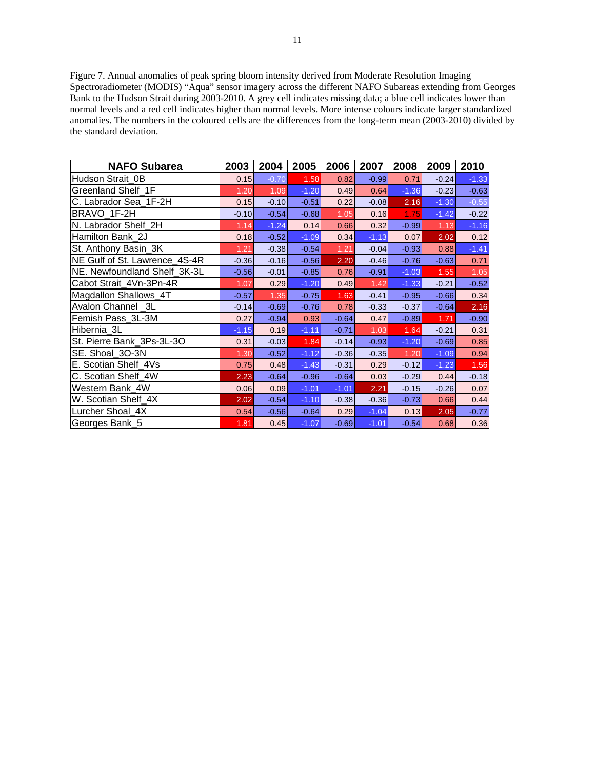Figure 7. Annual anomalies of peak spring bloom intensity derived from Moderate Resolution Imaging Spectroradiometer (MODIS) "Aqua" sensor imagery across the different NAFO Subareas extending from Georges Bank to the Hudson Strait during 2003-2010. A grey cell indicates missing data; a blue cell indicates lower than normal levels and a red cell indicates higher than normal levels. More intense colours indicate larger standardized anomalies. The numbers in the coloured cells are the differences from the long-term mean (2003-2010) divided by the standard deviation.

| NAFO Subarea | 2003 | 2004 | 2005 | 2006 | 2007 | 2008 | 2009 | 2010 |
|---|---|---|---|---|---|---|---|---|
| Hudson Strait_0B | 0.15 | -0.70 | 1.58 | 0.82 | -0.99 | 0.71 | -0.24 | -1.33 |
| Greenland Shelf_1F | 1.20 | 1.09 | -1.20 | 0.49 | 0.64 | -1.36 | -0.23 | -0.63 |
| C. Labrador Sea_1F-2H | 0.15 | -0.10 | -0.51 | 0.22 | -0.08 | 2.16 | -1.30 | -0.55 |
| BRAVO_1F-2H | -0.10 | -0.54 | -0.68 | 1.05 | 0.16 | 1.75 | -1.42 | -0.22 |
| N. Labrador Shelf_2H | 1.14 | -1.24 | 0.14 | 0.66 | 0.32 | -0.99 | 1.13 | -1.16 |
| Hamilton Bank_2J | 0.18 | -0.52 | -1.09 | 0.34 | -1.13 | 0.07 | 2.02 | 0.12 |
| St. Anthony Basin_3K | 1.21 | -0.38 | -0.54 | 1.21 | -0.04 | -0.93 | 0.88 | -1.41 |
| NE Gulf of St. Lawrence_4S-4R | -0.36 | -0.16 | -0.56 | 2.20 | -0.46 | -0.76 | -0.63 | 0.71 |
| NE. Newfoundland Shelf_3K-3L | -0.56 | -0.01 | -0.85 | 0.76 | -0.91 | -1.03 | 1.55 | 1.05 |
| Cabot Strait_4Vn-3Pn-4R | 1.07 | 0.29 | -1.20 | 0.49 | 1.42 | -1.33 | -0.21 | -0.52 |
| Magdallon Shallows_4T | -0.57 | 1.35 | -0.75 | 1.63 | -0.41 | -0.95 | -0.66 | 0.34 |
| Avalon Channel _3L | -0.14 | -0.69 | -0.76 | 0.78 | -0.33 | -0.37 | -0.64 | 2.16 |
| Femish Pass_3L-3M | 0.27 | -0.94 | 0.93 | -0.64 | 0.47 | -0.89 | 1.71 | -0.90 |
| Hibernia_3L | -1.15 | 0.19 | -1.11 | -0.71 | 1.03 | 1.64 | -0.21 | 0.31 |
| St. Pierre Bank_3Ps-3L-3O | 0.31 | -0.03 | 1.84 | -0.14 | -0.93 | -1.20 | -0.69 | 0.85 |
| SE. Shoal_3O-3N | 1.30 | -0.52 | -1.12 | -0.36 | -0.35 | 1.20 | -1.09 | 0.94 |
| E. Scotian Shelf_4Vs | 0.75 | 0.48 | -1.43 | -0.31 | 0.29 | -0.12 | -1.23 | 1.56 |
| C. Scotian Shelf_4W | 2.23 | -0.64 | -0.96 | -0.64 | 0.03 | -0.29 | 0.44 | -0.18 |
| Western Bank_4W | 0.06 | 0.09 | -1.01 | -1.01 | 2.21 | -0.15 | -0.26 | 0.07 |
| W. Scotian Shelf_4X | 2.02 | -0.54 | -1.10 | -0.38 | -0.36 | -0.73 | 0.66 | 0.44 |
| Lurcher Shoal_4X | 0.54 | -0.56 | -0.64 | 0.29 | -1.04 | 0.13 | 2.05 | -0.77 |
| Georges Bank_5 | 1.81 | 0.45 | -1.07 | -0.69 | -1.01 | -0.54 | 0.68 | 0.36 |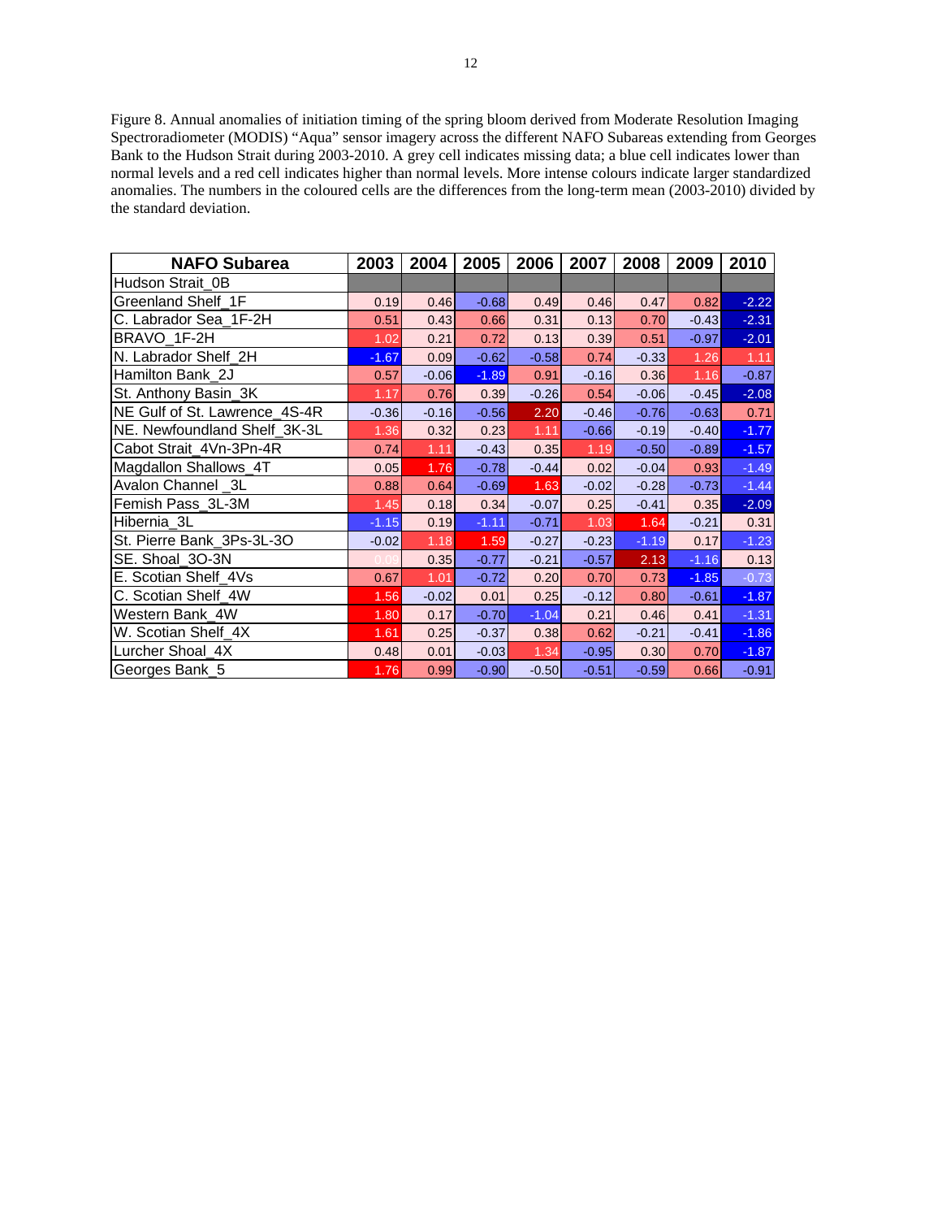Figure 8. Annual anomalies of initiation timing of the spring bloom derived from Moderate Resolution Imaging Spectroradiometer (MODIS) "Aqua" sensor imagery across the different NAFO Subareas extending from Georges Bank to the Hudson Strait during 2003-2010. A grey cell indicates missing data; a blue cell indicates lower than normal levels and a red cell indicates higher than normal levels. More intense colours indicate larger standardized anomalies. The numbers in the coloured cells are the differences from the long-term mean (2003-2010) divided by the standard deviation.

| NAFO Subarea | 2003 | 2004 | 2005 | 2006 | 2007 | 2008 | 2009 | 2010 |
|---|---|---|---|---|---|---|---|---|
| Hudson Strait_0B | | | | | | | | |
| Greenland Shelf_1F | 0.19 | 0.46 | -0.68 | 0.49 | 0.46 | 0.47 | 0.82 | -2.22 |
| C. Labrador Sea_1F-2H | 0.51 | 0.43 | 0.66 | 0.31 | 0.13 | 0.70 | -0.43 | -2.31 |
| BRAVO_1F-2H | 1.02 | 0.21 | 0.72 | 0.13 | 0.39 | 0.51 | -0.97 | -2.01 |
| N. Labrador Shelf_2H | -1.67 | 0.09 | -0.62 | -0.58 | 0.74 | -0.33 | 1.26 | 1.11 |
| Hamilton Bank_2J | 0.57 | -0.06 | -1.89 | 0.91 | -0.16 | 0.36 | 1.16 | -0.87 |
| St. Anthony Basin_3K | 1.17 | 0.76 | 0.39 | -0.26 | 0.54 | -0.06 | -0.45 | -2.08 |
| NE Gulf of St. Lawrence_4S-4R | -0.36 | -0.16 | -0.56 | 2.20 | -0.46 | -0.76 | -0.63 | 0.71 |
| NE. Newfoundland Shelf_3K-3L | 1.36 | 0.32 | 0.23 | 1.11 | -0.66 | -0.19 | -0.40 | -1.77 |
| Cabot Strait_4Vn-3Pn-4R | 0.74 | 1.11 | -0.43 | 0.35 | 1.19 | -0.50 | -0.89 | -1.57 |
| Magdallon Shallows_4T | 0.05 | 1.76 | -0.78 | -0.44 | 0.02 | -0.04 | 0.93 | -1.49 |
| Avalon Channel _3L | 0.88 | 0.64 | -0.69 | 1.63 | -0.02 | -0.28 | -0.73 | -1.44 |
| Femish Pass_3L-3M | 1.45 | 0.18 | 0.34 | -0.07 | 0.25 | -0.41 | 0.35 | -2.09 |
| Hibernia_3L | -1.15 | 0.19 | -1.11 | -0.71 | 1.03 | 1.64 | -0.21 | 0.31 |
| St. Pierre Bank_3Ps-3L-3O | -0.02 | 1.18 | 1.59 | -0.27 | -0.23 | -1.19 | 0.17 | -1.23 |
| SE. Shoal_3O-3N | 0.09 | 0.35 | -0.77 | -0.21 | -0.57 | 2.13 | -1.16 | 0.13 |
| E. Scotian Shelf_4Vs | 0.67 | 1.01 | -0.72 | 0.20 | 0.70 | 0.73 | -1.85 | -0.73 |
| C. Scotian Shelf_4W | 1.56 | -0.02 | 0.01 | 0.25 | -0.12 | 0.80 | -0.61 | -1.87 |
| Western Bank_4W | 1.80 | 0.17 | -0.70 | -1.04 | 0.21 | 0.46 | 0.41 | -1.31 |
| W. Scotian Shelf_4X | 1.61 | 0.25 | -0.37 | 0.38 | 0.62 | -0.21 | -0.41 | -1.86 |
| Lurcher Shoal_4X | 0.48 | 0.01 | -0.03 | 1.34 | -0.95 | 0.30 | 0.70 | -1.87 |
| Georges Bank_5 | 1.76 | 0.99 | -0.90 | -0.50 | -0.51 | -0.59 | 0.66 | -0.91 |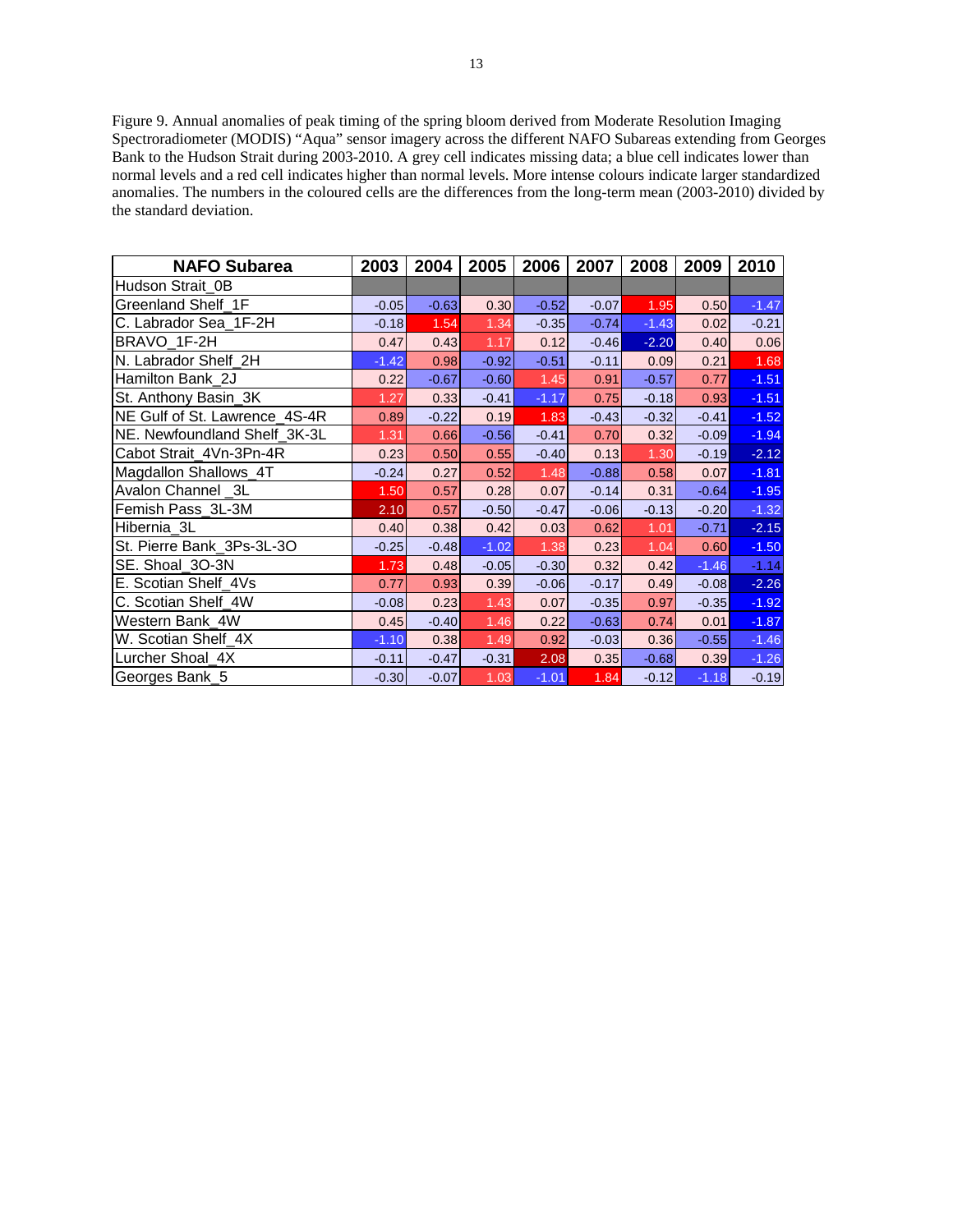Figure 9. Annual anomalies of peak timing of the spring bloom derived from Moderate Resolution Imaging Spectroradiometer (MODIS) "Aqua" sensor imagery across the different NAFO Subareas extending from Georges Bank to the Hudson Strait during 2003-2010. A grey cell indicates missing data; a blue cell indicates lower than normal levels and a red cell indicates higher than normal levels. More intense colours indicate larger standardized anomalies. The numbers in the coloured cells are the differences from the long-term mean (2003-2010) divided by the standard deviation.

| NAFO Subarea | 2003 | 2004 | 2005 | 2006 | 2007 | 2008 | 2009 | 2010 |
|---|---|---|---|---|---|---|---|---|
| Hudson Strait_0B | | | | | | | | |
| Greenland Shelf_1F | -0.05 | -0.63 | 0.30 | -0.52 | -0.07 | 1.95 | 0.50 | -1.47 |
| C. Labrador Sea_1F-2H | -0.18 | 1.54 | 1.34 | -0.35 | -0.74 | -1.43 | 0.02 | -0.21 |
| BRAVO_1F-2H | 0.47 | 0.43 | 1.17 | 0.12 | -0.46 | -2.20 | 0.40 | 0.06 |
| N. Labrador Shelf_2H | -1.42 | 0.98 | -0.92 | -0.51 | -0.11 | 0.09 | 0.21 | 1.68 |
| Hamilton Bank_2J | 0.22 | -0.67 | -0.60 | 1.45 | 0.91 | -0.57 | 0.77 | -1.51 |
| St. Anthony Basin_3K | 1.27 | 0.33 | -0.41 | -1.17 | 0.75 | -0.18 | 0.93 | -1.51 |
| NE Gulf of St. Lawrence_4S-4R | 0.89 | -0.22 | 0.19 | 1.83 | -0.43 | -0.32 | -0.41 | -1.52 |
| NE. Newfoundland Shelf_3K-3L | 1.31 | 0.66 | -0.56 | -0.41 | 0.70 | 0.32 | -0.09 | -1.94 |
| Cabot Strait_4Vn-3Pn-4R | 0.23 | 0.50 | 0.55 | -0.40 | 0.13 | 1.30 | -0.19 | -2.12 |
| Magdallon Shallows_4T | -0.24 | 0.27 | 0.52 | 1.48 | -0.88 | 0.58 | 0.07 | -1.81 |
| Avalon Channel _3L | 1.50 | 0.57 | 0.28 | 0.07 | -0.14 | 0.31 | -0.64 | -1.95 |
| Femish Pass_3L-3M | 2.10 | 0.57 | -0.50 | -0.47 | -0.06 | -0.13 | -0.20 | -1.32 |
| Hibernia_3L | 0.40 | 0.38 | 0.42 | 0.03 | 0.62 | 1.01 | -0.71 | -2.15 |
| St. Pierre Bank_3Ps-3L-3O | -0.25 | -0.48 | -1.02 | 1.38 | 0.23 | 1.04 | 0.60 | -1.50 |
| SE. Shoal_3O-3N | 1.73 | 0.48 | -0.05 | -0.30 | 0.32 | 0.42 | -1.46 | -1.14 |
| E. Scotian Shelf_4Vs | 0.77 | 0.93 | 0.39 | -0.06 | -0.17 | 0.49 | -0.08 | -2.26 |
| C. Scotian Shelf_4W | -0.08 | 0.23 | 1.43 | 0.07 | -0.35 | 0.97 | -0.35 | -1.92 |
| Western Bank_4W | 0.45 | -0.40 | 1.46 | 0.22 | -0.63 | 0.74 | 0.01 | -1.87 |
| W. Scotian Shelf_4X | -1.10 | 0.38 | 1.49 | 0.92 | -0.03 | 0.36 | -0.55 | -1.46 |
| Lurcher Shoal_4X | -0.11 | -0.47 | -0.31 | 2.08 | 0.35 | -0.68 | 0.39 | -1.26 |
| Georges Bank_5 | -0.30 | -0.07 | 1.03 | -1.01 | 1.84 | -0.12 | -1.18 | -0.19 |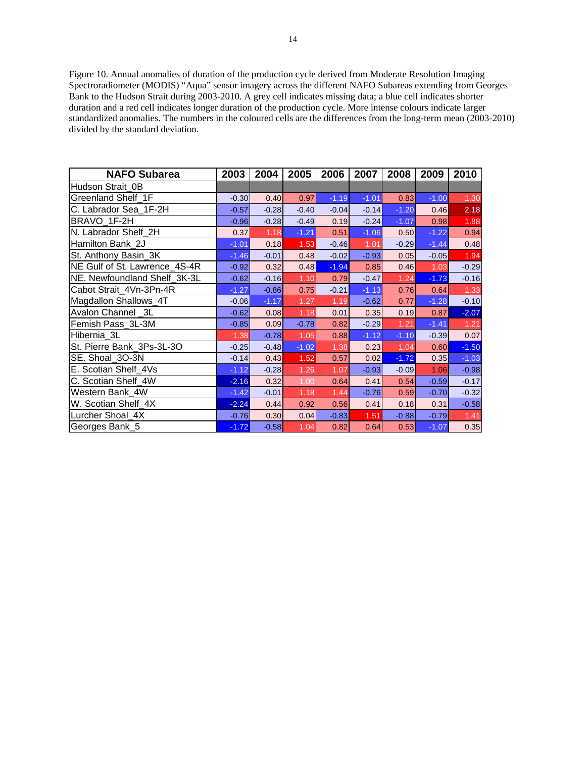Figure 10. Annual anomalies of duration of the production cycle derived from Moderate Resolution Imaging Spectroradiometer (MODIS) “Aqua” sensor imagery across the different NAFO Subareas extending from Georges Bank to the Hudson Strait during 2003-2010. A grey cell indicates missing data; a blue cell indicates shorter duration and a red cell indicates longer duration of the production cycle. More intense colours indicate larger standardized anomalies. The numbers in the coloured cells are the differences from the long-term mean (2003-2010) divided by the standard deviation.

| NAFO Subarea | 2003 | 2004 | 2005 | 2006 | 2007 | 2008 | 2009 | 2010 |
|---|---|---|---|---|---|---|---|---|
| Hudson Strait_0B | | | | | | | | |
| Greenland Shelf_1F | -0.30 | 0.40 | 0.97 | -1.19 | -1.01 | 0.83 | -1.00 | 1.30 |
| C. Labrador Sea_1F-2H | -0.57 | -0.28 | -0.40 | -0.04 | -0.14 | -1.20 | 0.46 | 2.18 |
| BRAVO_1F-2H | -0.96 | -0.28 | -0.49 | 0.19 | -0.24 | -1.07 | 0.98 | 1.88 |
| N. Labrador Shelf_2H | 0.37 | 1.18 | -1.21 | 0.51 | -1.06 | 0.50 | -1.22 | 0.94 |
| Hamilton Bank_2J | -1.01 | 0.18 | 1.53 | -0.46 | 1.01 | -0.29 | -1.44 | 0.48 |
| St. Anthony Basin_3K | -1.46 | -0.01 | 0.48 | -0.02 | -0.93 | 0.05 | -0.05 | 1.94 |
| NE Gulf of St. Lawrence_4S-4R | -0.92 | 0.32 | 0.48 | -1.94 | 0.85 | 0.46 | 1.03 | -0.29 |
| NE. Newfoundland Shelf_3K-3L | -0.62 | -0.16 | 1.10 | 0.79 | -0.47 | 1.24 | -1.73 | -0.16 |
| Cabot Strait_4Vn-3Pn-4R | -1.27 | -0.86 | 0.75 | -0.21 | -1.13 | 0.76 | 0.64 | 1.33 |
| Magdallon Shallows_4T | -0.06 | -1.17 | 1.27 | 1.19 | -0.62 | 0.77 | -1.28 | -0.10 |
| Avalon Channel _3L | -0.62 | 0.08 | 1.18 | 0.01 | 0.35 | 0.19 | 0.87 | -2.07 |
| Femish Pass_3L-3M | -0.85 | 0.09 | -0.78 | 0.82 | -0.29 | 1.21 | -1.41 | 1.21 |
| Hibernia_3L | 1.38 | -0.78 | 1.05 | 0.88 | -1.12 | -1.10 | -0.39 | 0.07 |
| St. Pierre Bank_3Ps-3L-3O | -0.25 | -0.48 | -1.02 | 1.38 | 0.23 | 1.04 | 0.60 | -1.50 |
| SE. Shoal_3O-3N | -0.14 | 0.43 | 1.52 | 0.57 | 0.02 | -1.72 | 0.35 | -1.03 |
| E. Scotian Shelf_4Vs | -1.12 | -0.28 | 1.26 | 1.07 | -0.93 | -0.09 | 1.06 | -0.98 |
| C. Scotian Shelf_4W | -2.16 | 0.32 | 1.00 | 0.64 | 0.41 | 0.54 | -0.59 | -0.17 |
| Western Bank_4W | -1.42 | -0.01 | 1.18 | 1.44 | -0.76 | 0.59 | -0.70 | -0.32 |
| W. Scotian Shelf_4X | -2.24 | 0.44 | 0.92 | 0.56 | 0.41 | 0.18 | 0.31 | -0.58 |
| Lurcher Shoal_4X | -0.76 | 0.30 | 0.04 | -0.83 | 1.51 | -0.88 | -0.79 | 1.41 |
| Georges Bank_5 | -1.72 | -0.58 | 1.04 | 0.82 | 0.64 | 0.53 | -1.07 | 0.35 |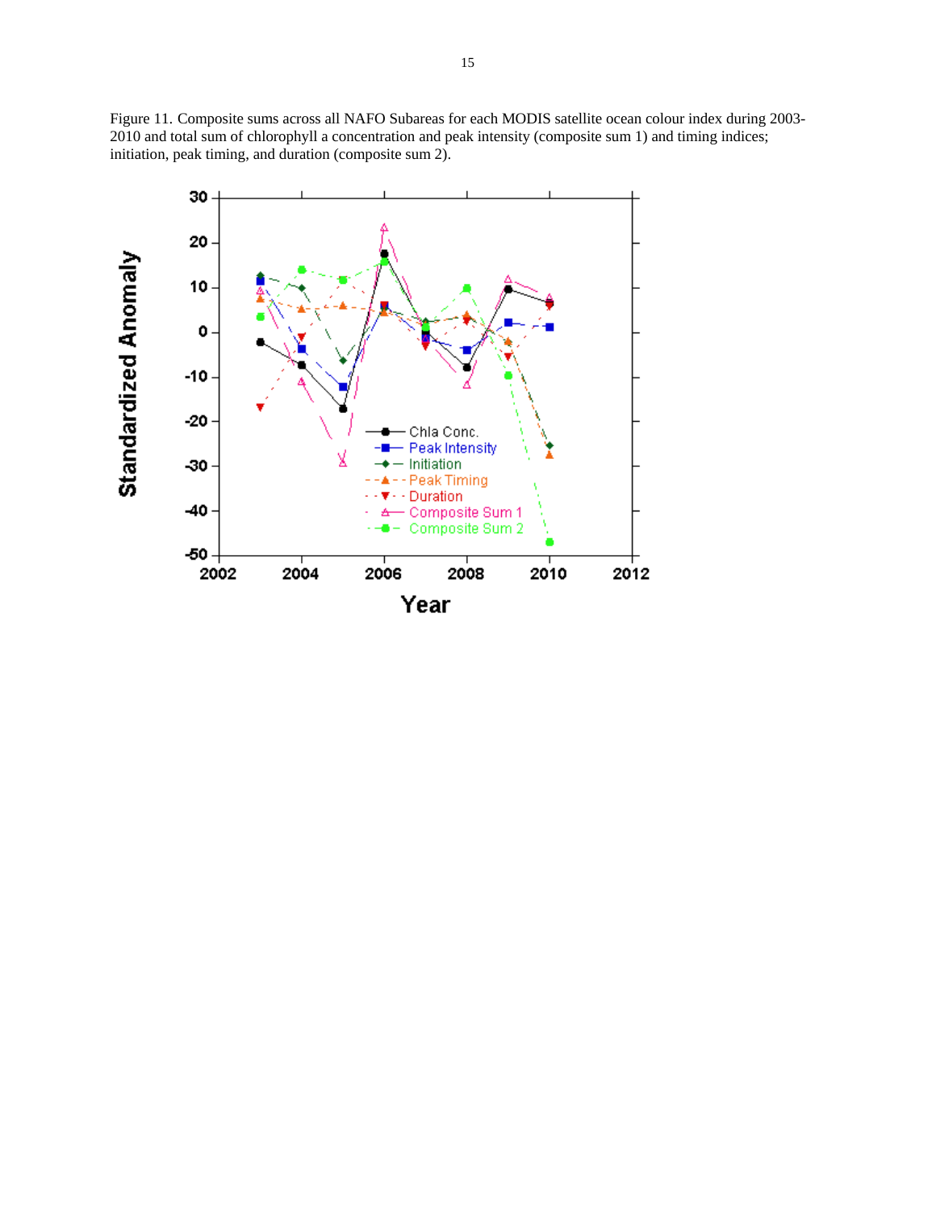Figure 11. Composite sums across all NAFO Subareas for each MODIS satellite ocean colour index during 2003-2010 and total sum of chlorophyll a concentration and peak intensity (composite sum 1) and timing indices; initiation, peak timing, and duration (composite sum 2).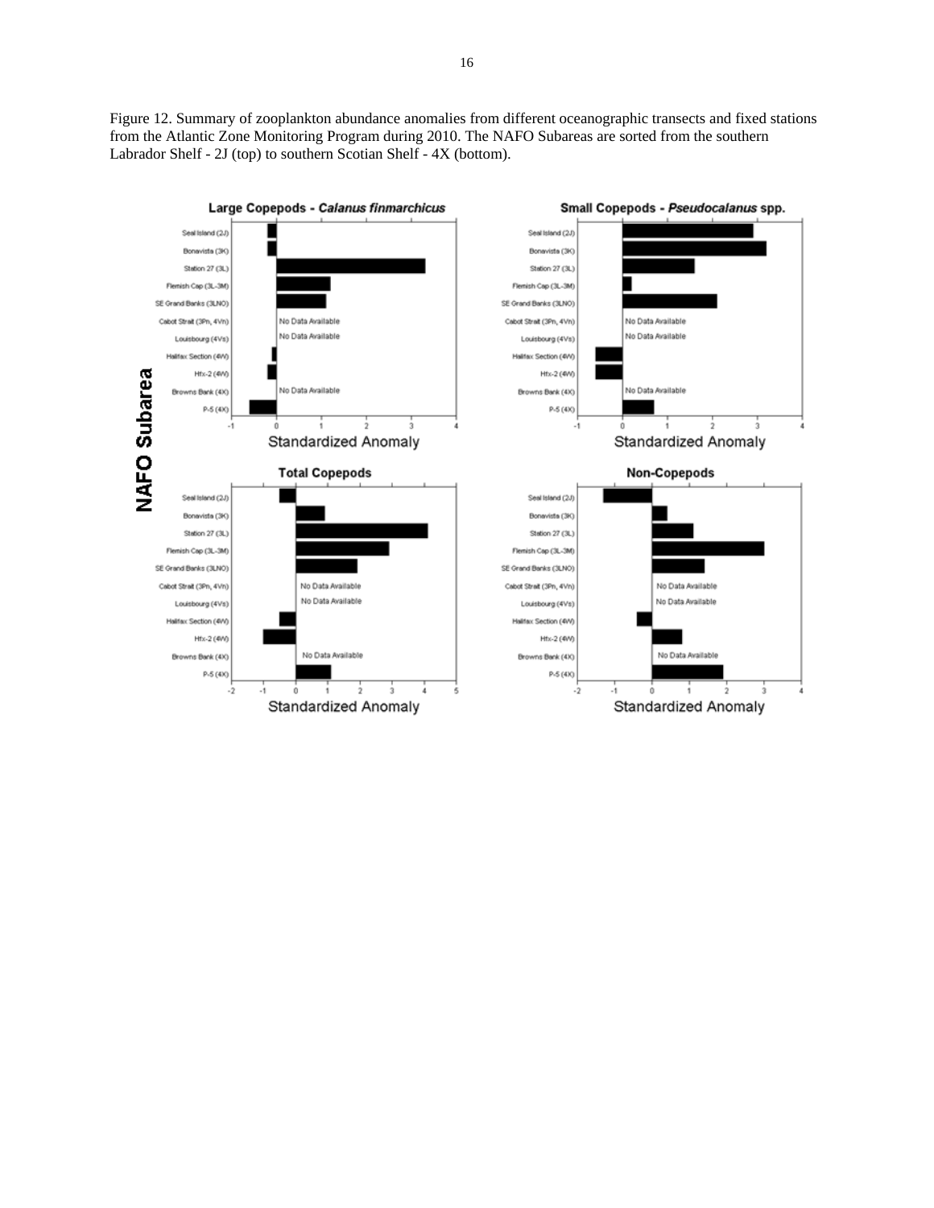Figure 12. Summary of zooplankton abundance anomalies from different oceanographic transects and fixed stations from the Atlantic Zone Monitoring Program during 2010. The NAFO Subareas are sorted from the southern Labrador Shelf - 2J (top) to southern Scotian Shelf - 4X (bottom).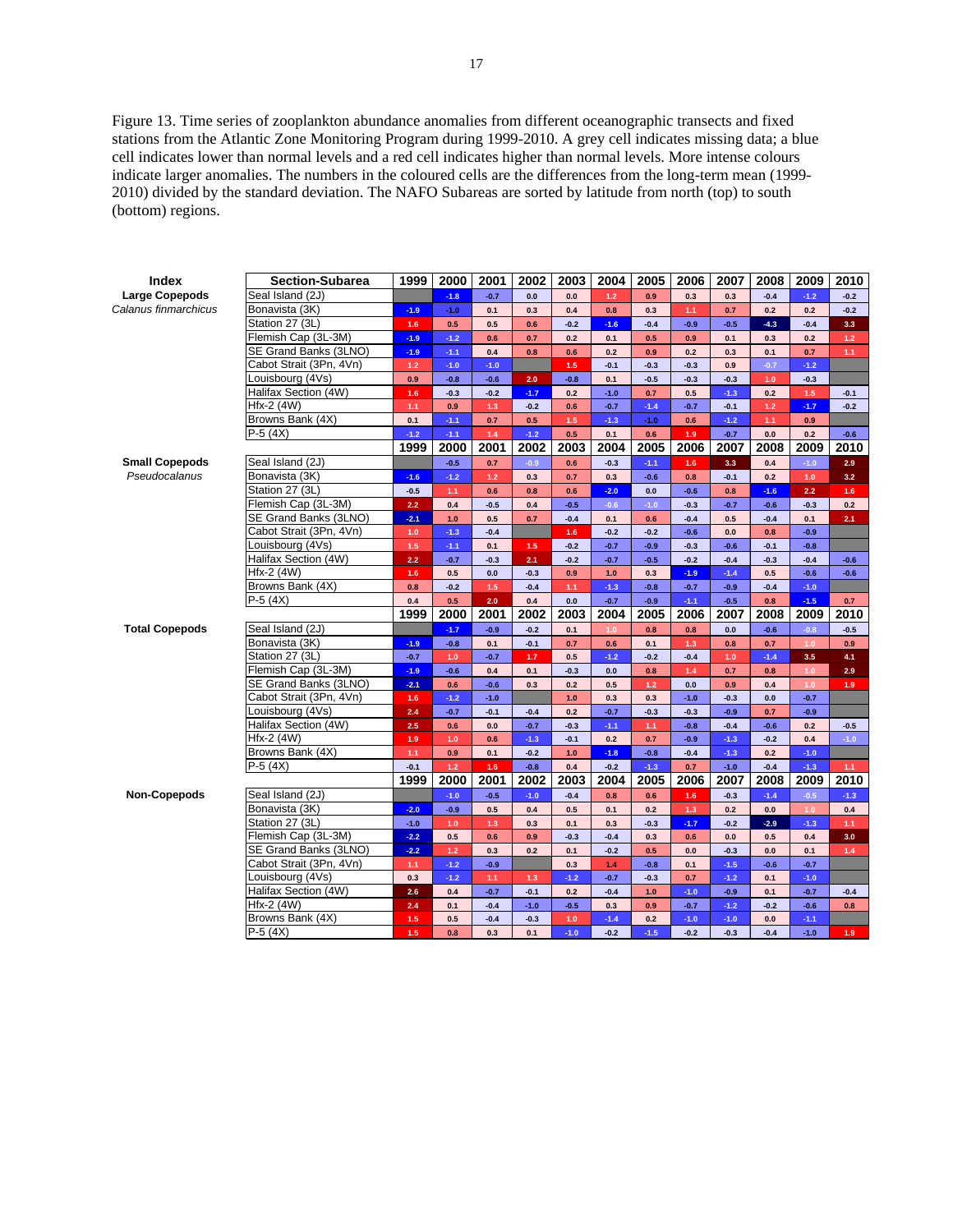Figure 13. Time series of zooplankton abundance anomalies from different oceanographic transects and fixed stations from the Atlantic Zone Monitoring Program during 1999-2010. A grey cell indicates missing data; a blue cell indicates lower than normal levels and a red cell indicates higher than normal levels. More intense colours indicate larger anomalies. The numbers in the coloured cells are the differences from the long-term mean (1999-2010) divided by the standard deviation. The NAFO Subareas are sorted by latitude from north (top) to south (bottom) regions.

| Index | Section-Subarea | 1999 | 2000 | 2001 | 2002 | 2003 | 2004 | 2005 | 2006 | 2007 | 2008 | 2009 | 2010 |
|---|---|---|---|---|---|---|---|---|---|---|---|---|---|
| **Large Copepods** | Seal Island (2J) | | -1.8 | -0.7 | 0.0 | 0.0 | 1.2 | 0.9 | 0.3 | 0.3 | -0.4 | -1.2 | -0.2 |
| *Calanus finmarchicus* | Bonavista (3K) | -1.9 | -1.0 | 0.1 | 0.3 | 0.4 | 0.8 | 0.3 | 1.1 | 0.7 | 0.2 | 0.2 | -0.2 |
| | Station 27 (3L) | 1.6 | 0.5 | 0.5 | 0.6 | -0.2 | -1.6 | -0.4 | -0.9 | -0.5 | -4.3 | -0.4 | 3.3 |
| | Flemish Cap (3L-3M) | -1.9 | -1.2 | 0.6 | 0.7 | 0.2 | 0.1 | 0.5 | 0.9 | 0.1 | 0.3 | 0.2 | 1.2 |
| | SE Grand Banks (3LNO) | -1.9 | -1.1 | 0.4 | 0.8 | 0.6 | 0.2 | 0.9 | 0.2 | 0.3 | 0.1 | 0.7 | 1.1 |
| | Cabot Strait (3Pn, 4Vn) | 1.2 | -1.0 | -1.0 | | 1.5 | -0.1 | -0.3 | -0.3 | 0.9 | -0.7 | -1.2 | |
| | Louisbourg (4Vs) | 0.9 | -0.8 | -0.6 | 2.0 | -0.8 | 0.1 | -0.5 | -0.3 | -0.3 | 1.0 | -0.3 | |
| | Halifax Section (4W) | 1.6 | -0.3 | -0.2 | -1.7 | 0.2 | -1.0 | 0.7 | 0.5 | -1.3 | 0.2 | 1.5 | -0.1 |
| | Hfx-2 (4W) | 1.1 | 0.9 | 1.3 | -0.2 | 0.6 | -0.7 | -1.4 | -0.7 | -0.1 | 1.2 | -1.7 | -0.2 |
| | Browns Bank (4X) | 0.1 | -1.1 | 0.7 | 0.5 | 1.5 | -1.3 | -1.0 | 0.6 | -1.2 | 1.1 | 0.9 | |
| | P-5 (4X) | -1.2 | -1.1 | 1.4 | -1.2 | 0.5 | 0.1 | 0.6 | 1.9 | -0.7 | 0.0 | 0.2 | -0.6 |
| | | **1999** | **2000** | **2001** | **2002** | **2003** | **2004** | **2005** | **2006** | **2007** | **2008** | **2009** | **2010** |
| **Small Copepods** | Seal Island (2J) | | -0.5 | 0.7 | -0.9 | 0.6 | -0.3 | -1.1 | 1.6 | 3.3 | 0.4 | -1.0 | 2.9 |
| *Pseudocalanus* | Bonavista (3K) | -1.6 | -1.2 | 1.2 | 0.3 | 0.7 | 0.3 | -0.6 | 0.8 | -0.1 | 0.2 | 1.0 | 3.2 |
| | Station 27 (3L) | -0.5 | 1.1 | 0.6 | 0.8 | 0.6 | -2.0 | 0.0 | -0.6 | 0.8 | -1.6 | 2.2 | 1.6 |
| | Flemish Cap (3L-3M) | 2.2 | 0.4 | -0.5 | 0.4 | -0.5 | -0.6 | -1.0 | -0.3 | -0.7 | -0.6 | -0.3 | 0.2 |
| | SE Grand Banks (3LNO) | -2.1 | 1.0 | 0.5 | 0.7 | -0.4 | 0.1 | 0.6 | -0.4 | 0.5 | -0.4 | 0.1 | 2.1 |
| | Cabot Strait (3Pn, 4Vn) | 1.0 | -1.3 | -0.4 | | 1.6 | -0.2 | -0.2 | -0.6 | 0.0 | 0.8 | -0.9 | |
| | Louisbourg (4Vs) | 1.5 | -1.1 | 0.1 | 1.5 | -0.2 | -0.7 | -0.9 | -0.3 | -0.6 | -0.1 | -0.8 | |
| | Halifax Section (4W) | 2.2 | -0.7 | -0.3 | 2.1 | -0.2 | -0.7 | -0.5 | -0.2 | -0.4 | -0.3 | -0.4 | -0.6 |
| | Hfx-2 (4W) | 1.6 | 0.5 | 0.0 | -0.3 | 0.9 | 1.0 | 0.3 | -1.9 | -1.4 | 0.5 | -0.6 | -0.6 |
| | Browns Bank (4X) | 0.8 | -0.2 | 1.5 | -0.4 | 1.1 | -1.3 | -0.8 | -0.7 | -0.9 | -0.4 | -1.0 | |
| | P-5 (4X) | 0.4 | 0.5 | 2.0 | 0.4 | 0.0 | -0.7 | -0.9 | -1.1 | -0.5 | 0.8 | -1.5 | 0.7 |
| | | **1999** | **2000** | **2001** | **2002** | **2003** | **2004** | **2005** | **2006** | **2007** | **2008** | **2009** | **2010** |
| **Total Copepods** | Seal Island (2J) | | -1.7 | -0.9 | -0.2 | 0.1 | 1.0 | 0.8 | 0.8 | 0.0 | -0.6 | -0.8 | -0.5 |
| | Bonavista (3K) | -1.9 | -0.8 | 0.1 | -0.1 | 0.7 | 0.6 | 0.1 | 1.3 | 0.8 | 0.7 | 1.0 | 0.9 |
| | Station 27 (3L) | -0.7 | 1.0 | -0.7 | 1.7 | 0.5 | -1.2 | -0.2 | -0.4 | 1.0 | -1.4 | 3.5 | 4.1 |
| | Flemish Cap (3L-3M) | -1.9 | -0.6 | 0.4 | 0.1 | -0.3 | 0.0 | 0.8 | 1.4 | 0.7 | 0.8 | 1.0 | 2.9 |
| | SE Grand Banks (3LNO) | -2.1 | 0.6 | -0.6 | 0.3 | 0.2 | 0.5 | 1.2 | 0.0 | 0.9 | 0.4 | 1.0 | 1.9 |
| | Cabot Strait (3Pn, 4Vn) | 1.6 | -1.2 | -1.0 | | 1.0 | 0.3 | 0.3 | -1.0 | -0.3 | 0.0 | -0.7 | |
| | Louisbourg (4Vs) | 2.4 | -0.7 | -0.1 | -0.4 | 0.2 | -0.7 | -0.3 | -0.3 | -0.9 | 0.7 | -0.9 | |
| | Halifax Section (4W) | 2.5 | 0.6 | 0.0 | -0.7 | -0.3 | -1.1 | 1.1 | -0.8 | -0.4 | -0.6 | 0.2 | -0.5 |
| | Hfx-2 (4W) | 1.9 | 1.0 | 0.6 | -1.3 | -0.1 | 0.2 | 0.7 | -0.9 | -1.3 | -0.2 | 0.4 | -1.0 |
| | Browns Bank (4X) | 1.1 | 0.9 | 0.1 | -0.2 | 1.0 | -1.8 | -0.8 | -0.4 | -1.3 | 0.2 | -1.0 | |
| | P-5 (4X) | -0.1 | 1.2 | 1.6 | -0.8 | 0.4 | -0.2 | -1.3 | 0.7 | -1.0 | -0.4 | -1.3 | 1.1 |
| | | **1999** | **2000** | **2001** | **2002** | **2003** | **2004** | **2005** | **2006** | **2007** | **2008** | **2009** | **2010** |
| **Non-Copepods** | Seal Island (2J) | | -1.0 | -0.5 | -1.0 | -0.4 | 0.8 | 0.6 | 1.6 | -0.3 | -1.4 | -0.5 | -1.3 |
| | Bonavista (3K) | -2.0 | -0.9 | 0.5 | 0.4 | 0.5 | 0.1 | 0.2 | 1.3 | 0.2 | 0.0 | 1.0 | 0.4 |
| | Station 27 (3L) | -1.0 | 1.0 | 1.3 | 0.3 | 0.1 | 0.3 | -0.3 | -1.7 | -0.2 | -2.9 | -1.3 | 1.1 |
| | Flemish Cap (3L-3M) | -2.2 | 0.5 | 0.6 | 0.9 | -0.3 | -0.4 | 0.3 | 0.6 | 0.0 | 0.5 | 0.4 | 3.0 |
| | SE Grand Banks (3LNO) | -2.2 | 1.2 | 0.3 | 0.2 | 0.1 | -0.2 | 0.5 | 0.0 | -0.3 | 0.0 | 0.1 | 1.4 |
| | Cabot Strait (3Pn, 4Vn) | 1.1 | -1.2 | -0.9 | | 0.3 | 1.4 | -0.8 | 0.1 | -1.5 | -0.6 | -0.7 | |
| | Louisbourg (4Vs) | 0.3 | -1.2 | 1.1 | 1.3 | -1.2 | -0.7 | -0.3 | 0.7 | -1.2 | 0.1 | -1.0 | |
| | Halifax Section (4W) | 2.6 | 0.4 | -0.7 | -0.1 | 0.2 | -0.4 | 1.0 | -1.0 | -0.9 | 0.1 | -0.7 | -0.4 |
| | Hfx-2 (4W) | 2.4 | 0.1 | -0.4 | -1.0 | -0.5 | 0.3 | 0.9 | -0.7 | -1.2 | -0.2 | -0.6 | 0.8 |
| | Browns Bank (4X) | 1.5 | 0.5 | -0.4 | -0.3 | 1.0 | -1.4 | 0.2 | -1.0 | -1.0 | 0.0 | -1.1 | |
| | P-5 (4X) | 1.5 | 0.8 | 0.3 | 0.1 | -1.0 | -0.2 | -1.5 | -0.2 | -0.3 | -0.4 | -1.0 | 1.9 |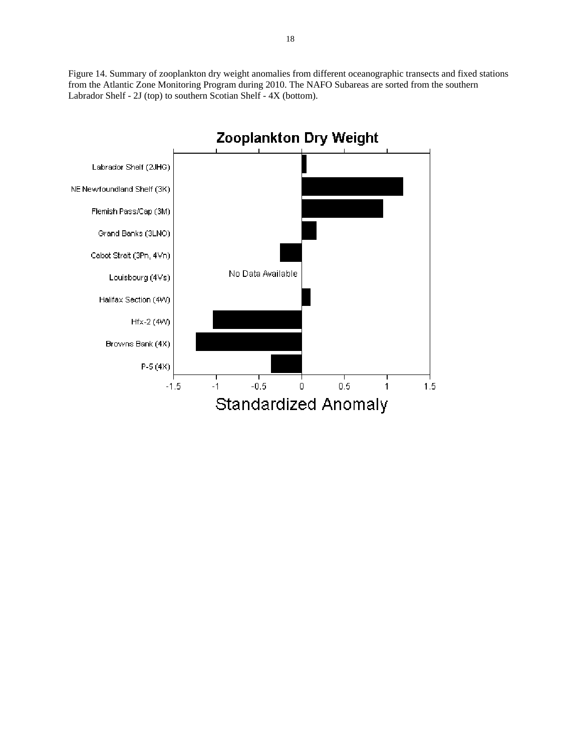Figure 14. Summary of zooplankton dry weight anomalies from different oceanographic transects and fixed stations from the Atlantic Zone Monitoring Program during 2010. The NAFO Subareas are sorted from the southern Labrador Shelf - 2J (top) to southern Scotian Shelf - 4X (bottom).

Zooplankton Dry Weight

Labrador Shelf (2JHG)

NE Newfoundland Shelf (3K)

Flemish Pass/Cap (3M)

Grand Banks (3LNO)

Cabot Strait (3Pn, 4Vn)

Louisbourg (4Vs)

No Data Available

Halifax Section (4W)

Hfx-2 (4W)

Browns Bank (4X)

P-5 (4X)

-1.5 -1 -0.5 0 0.5 1 1.5

Standardized Anomaly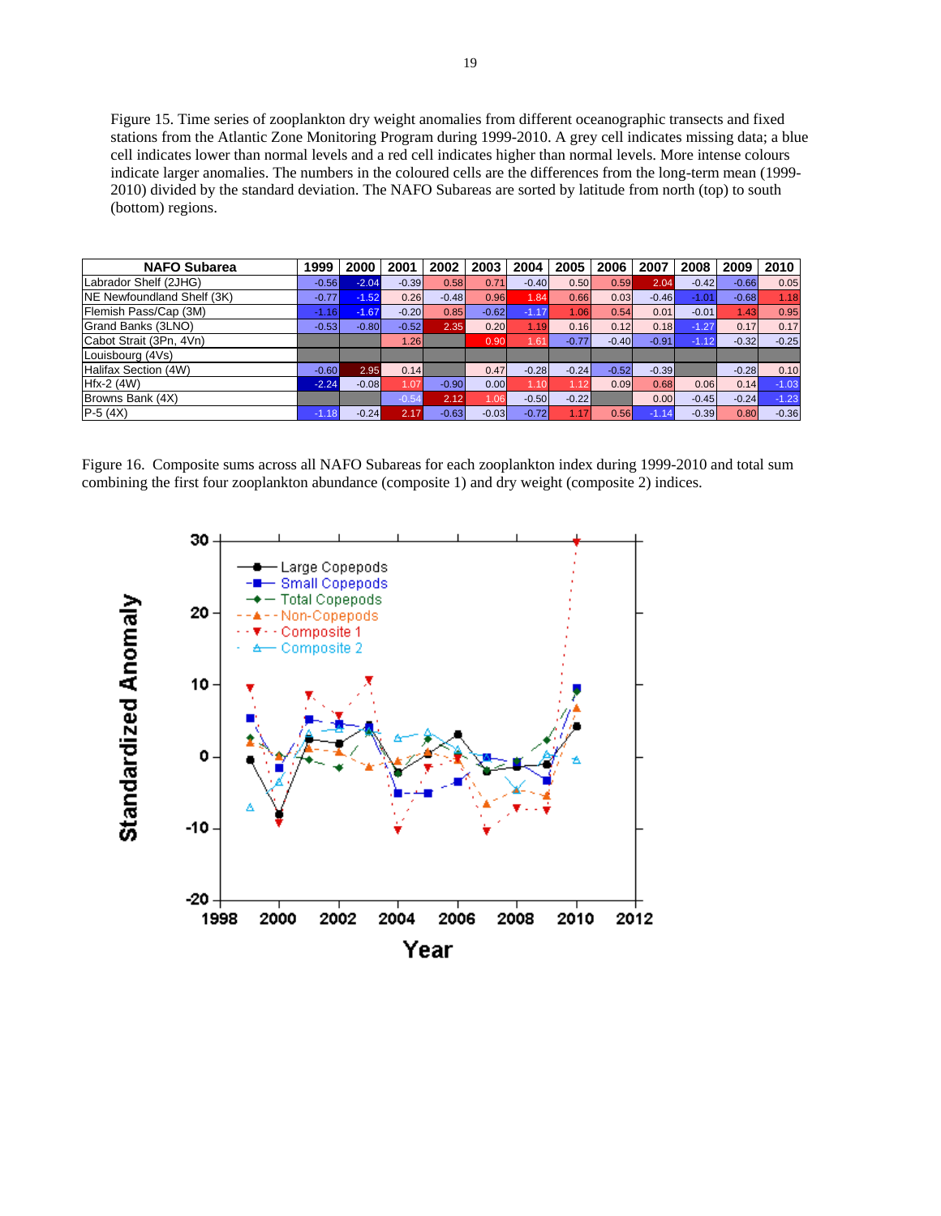Figure 15. Time series of zooplankton dry weight anomalies from different oceanographic transects and fixed stations from the Atlantic Zone Monitoring Program during 1999-2010. A grey cell indicates missing data; a blue cell indicates lower than normal levels and a red cell indicates higher than normal levels. More intense colours indicate larger anomalies. The numbers in the coloured cells are the differences from the long-term mean (1999-2010) divided by the standard deviation. The NAFO Subareas are sorted by latitude from north (top) to south (bottom) regions.

| NAFO Subarea | 1999 | 2000 | 2001 | 2002 | 2003 | 2004 | 2005 | 2006 | 2007 | 2008 | 2009 | 2010 |
|---|---|---|---|---|---|---|---|---|---|---|---|---|
| Labrador Shelf (2JHG) | -0.56 | -2.04 | -0.39 | 0.58 | 0.71 | -0.40 | 0.50 | 0.59 | 2.04 | -0.42 | -0.66 | 0.05 |
| NE Newfoundland Shelf (3K) | -0.77 | -1.52 | 0.26 | -0.48 | 0.96 | 1.84 | 0.66 | 0.03 | -0.46 | -1.01 | -0.68 | 1.18 |
| Flemish Pass/Cap (3M) | -1.16 | -1.67 | -0.20 | 0.85 | -0.62 | -1.17 | 1.06 | 0.54 | 0.01 | -0.01 | 1.43 | 0.95 |
| Grand Banks (3LNO) | -0.53 | -0.80 | -0.52 | 2.35 | 0.20 | 1.19 | 0.16 | 0.12 | 0.18 | -1.27 | 0.17 | 0.17 |
| Cabot Strait (3Pn, 4Vn) | | | 1.26 | | 0.90 | 1.61 | -0.77 | -0.40 | -0.91 | -1.12 | -0.32 | -0.25 |
| Louisbourg (4Vs) | | | | | | | | | | | | |
| Halifax Section (4W) | -0.60 | 2.95 | 0.14 | | 0.47 | -0.28 | -0.24 | -0.52 | -0.39 | | -0.28 | 0.10 |
| Hfx-2 (4W) | -2.24 | -0.08 | 1.07 | -0.90 | 0.00 | 1.10 | 1.12 | 0.09 | 0.68 | 0.06 | 0.14 | -1.03 |
| Browns Bank (4X) | | | -0.54 | 2.12 | 1.06 | -0.50 | -0.22 | | 0.00 | -0.45 | -0.24 | -1.23 |
| P-5 (4X) | -1.18 | -0.24 | 2.17 | -0.63 | -0.03 | -0.72 | 1.17 | 0.56 | -1.14 | -0.39 | 0.80 | -0.36 |

Figure 16. Composite sums across all NAFO Subareas for each zooplankton index during 1999-2010 and total sum combining the first four zooplankton abundance (composite 1) and dry weight (composite 2) indices.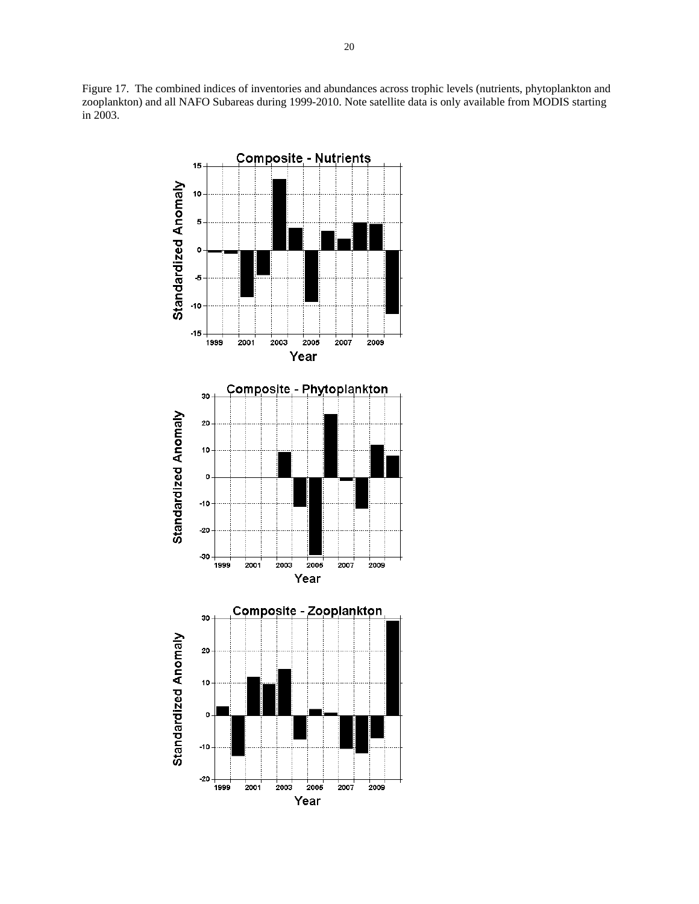Figure 17. The combined indices of inventories and abundances across trophic levels (nutrients, phytoplankton and zooplankton) and all NAFO Subareas during 1999-2010. Note satellite data is only available from MODIS starting in 2003.

Composite - Nutrients

Standardized Anomaly

15
10
5
0
-5
-10
-15

1999 2001 2003 2005 2007 2009

Year

Composite - Phytoplankton

Standardized Anomaly

30
20
10
0
-10
-20
-30

1999 2001 2003 2005 2007 2009

Year

Composite - Zooplankton

Standardized Anomaly

30
20
10
0
-10
-20

1999 2001 2003 2005 2007 2009

Year